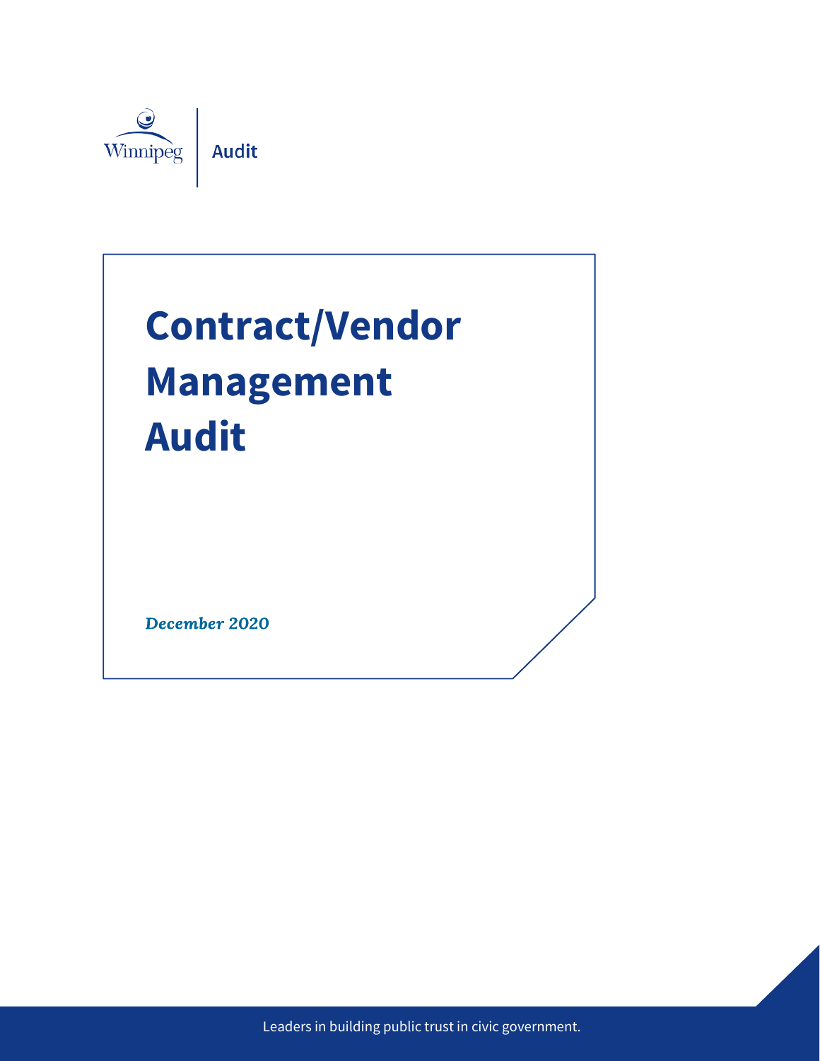Winnipeg | Audit

# Contract/Vendor Management Audit

*December 2020*

Leaders in building public trust in civic government.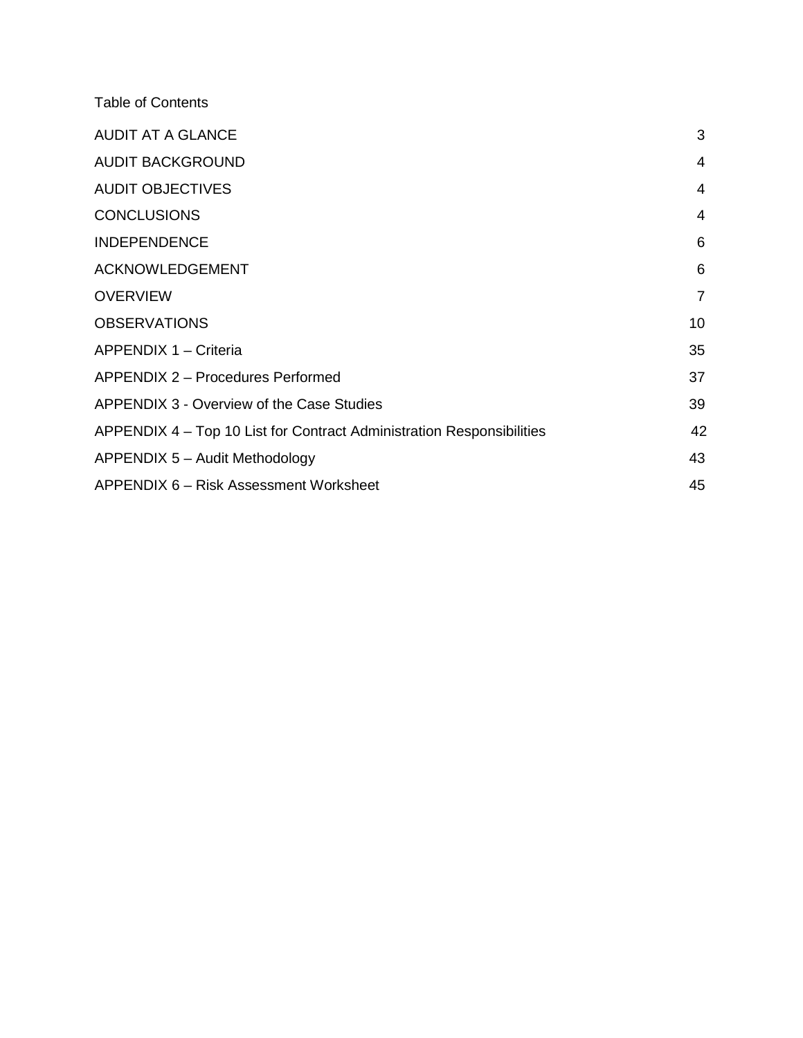Table of Contents

| | |
|---|---|
| AUDIT AT A GLANCE | 3 |
| AUDIT BACKGROUND | 4 |
| AUDIT OBJECTIVES | 4 |
| CONCLUSIONS | 4 |
| INDEPENDENCE | 6 |
| ACKNOWLEDGEMENT | 6 |
| OVERVIEW | 7 |
| OBSERVATIONS | 10 |
| APPENDIX 1 – Criteria | 35 |
| APPENDIX 2 – Procedures Performed | 37 |
| APPENDIX 3 - Overview of the Case Studies | 39 |
| APPENDIX 4 – Top 10 List for Contract Administration Responsibilities | 42 |
| APPENDIX 5 – Audit Methodology | 43 |
| APPENDIX 6 – Risk Assessment Worksheet | 45 |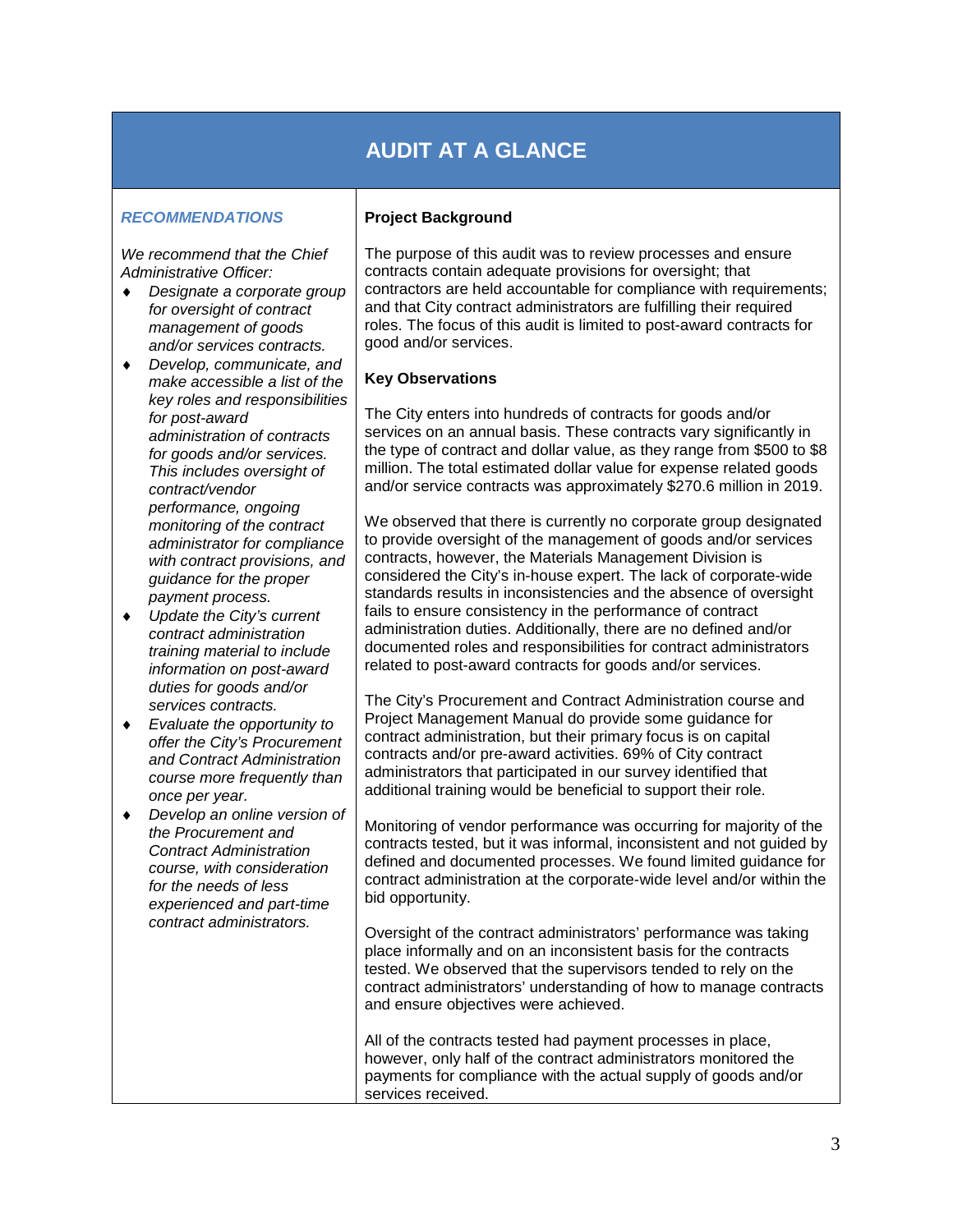# AUDIT AT A GLANCE

***RECOMMENDATIONS***

*We recommend that the Chief Administrative Officer:*

- *Designate a corporate group for oversight of contract management of goods and/or services contracts.*
- *Develop, communicate, and make accessible a list of the key roles and responsibilities for post-award administration of contracts for goods and/or services. This includes oversight of contract/vendor performance, ongoing monitoring of the contract administrator for compliance with contract provisions, and guidance for the proper payment process.*
- *Update the City's current contract administration training material to include information on post-award duties for goods and/or services contracts.*
- *Evaluate the opportunity to offer the City's Procurement and Contract Administration course more frequently than once per year.*
- *Develop an online version of the Procurement and Contract Administration course, with consideration for the needs of less experienced and part-time contract administrators.*

**Project Background**

The purpose of this audit was to review processes and ensure contracts contain adequate provisions for oversight; that contractors are held accountable for compliance with requirements; and that City contract administrators are fulfilling their required roles. The focus of this audit is limited to post-award contracts for good and/or services.

**Key Observations**

The City enters into hundreds of contracts for goods and/or services on an annual basis. These contracts vary significantly in the type of contract and dollar value, as they range from $500 to $8 million. The total estimated dollar value for expense related goods and/or service contracts was approximately $270.6 million in 2019.

We observed that there is currently no corporate group designated to provide oversight of the management of goods and/or services contracts, however, the Materials Management Division is considered the City's in-house expert. The lack of corporate-wide standards results in inconsistencies and the absence of oversight fails to ensure consistency in the performance of contract administration duties. Additionally, there are no defined and/or documented roles and responsibilities for contract administrators related to post-award contracts for goods and/or services.

The City's Procurement and Contract Administration course and Project Management Manual do provide some guidance for contract administration, but their primary focus is on capital contracts and/or pre-award activities. 69% of City contract administrators that participated in our survey identified that additional training would be beneficial to support their role.

Monitoring of vendor performance was occurring for majority of the contracts tested, but it was informal, inconsistent and not guided by defined and documented processes. We found limited guidance for contract administration at the corporate-wide level and/or within the bid opportunity.

Oversight of the contract administrators' performance was taking place informally and on an inconsistent basis for the contracts tested. We observed that the supervisors tended to rely on the contract administrators' understanding of how to manage contracts and ensure objectives were achieved.

All of the contracts tested had payment processes in place, however, only half of the contract administrators monitored the payments for compliance with the actual supply of goods and/or services received.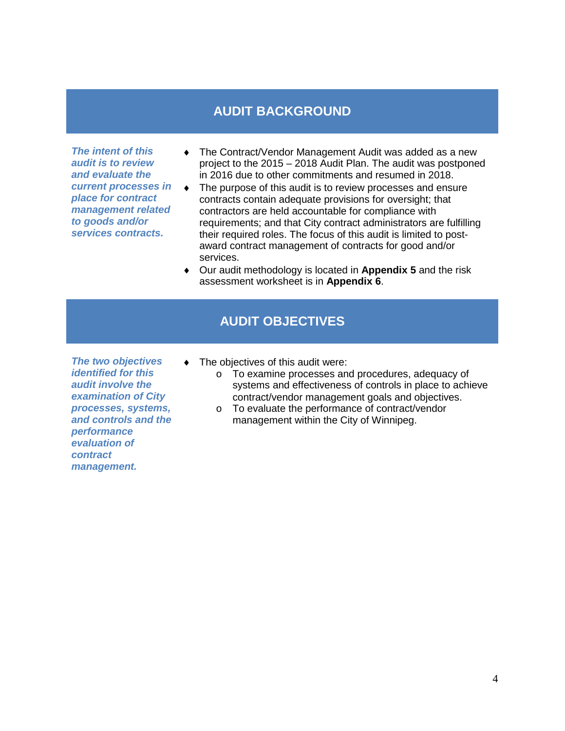## AUDIT BACKGROUND

***The intent of this audit is to review and evaluate the current processes in place for contract management related to goods and/or services contracts.***

- The Contract/Vendor Management Audit was added as a new project to the 2015 – 2018 Audit Plan. The audit was postponed in 2016 due to other commitments and resumed in 2018.
- The purpose of this audit is to review processes and ensure contracts contain adequate provisions for oversight; that contractors are held accountable for compliance with requirements; and that City contract administrators are fulfilling their required roles. The focus of this audit is limited to post-award contract management of contracts for good and/or services.
- Our audit methodology is located in **Appendix 5** and the risk assessment worksheet is in **Appendix 6**.

## AUDIT OBJECTIVES

***The two objectives identified for this audit involve the examination of City processes, systems, and controls and the performance evaluation of contract management.***

- The objectives of this audit were:
  - To examine processes and procedures, adequacy of systems and effectiveness of controls in place to achieve contract/vendor management goals and objectives.
  - To evaluate the performance of contract/vendor management within the City of Winnipeg.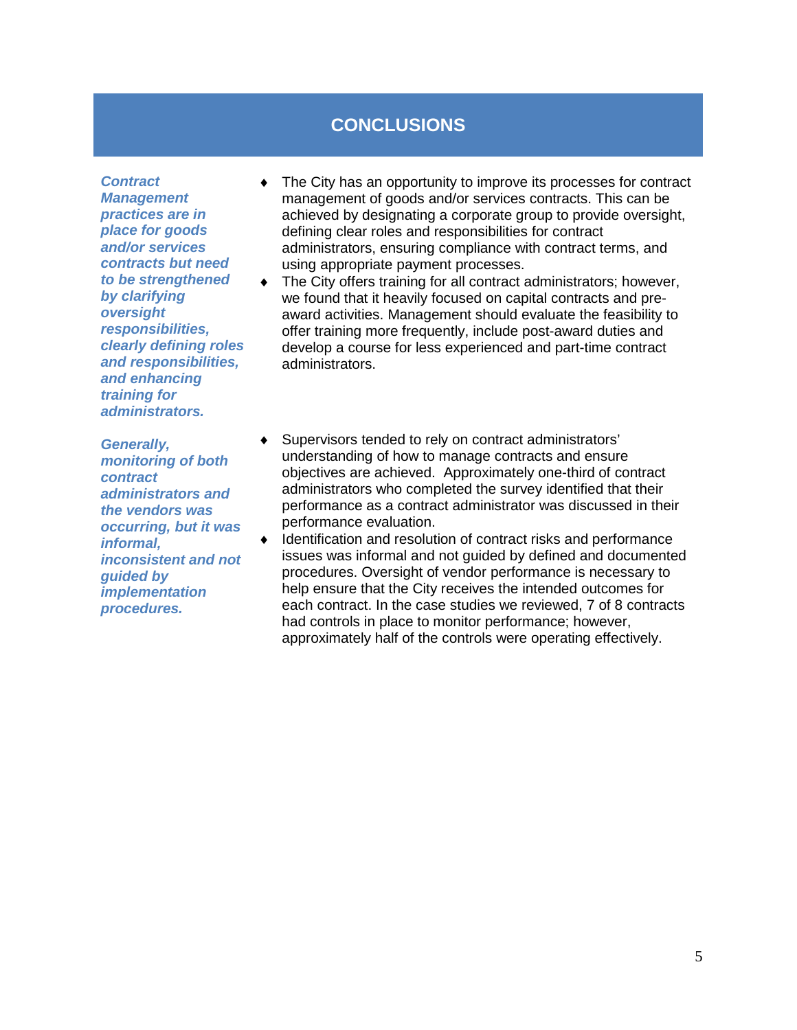# CONCLUSIONS

***Contract Management practices are in place for goods and/or services contracts but need to be strengthened by clarifying oversight responsibilities, clearly defining roles and responsibilities, and enhancing training for administrators.***

- The City has an opportunity to improve its processes for contract management of goods and/or services contracts. This can be achieved by designating a corporate group to provide oversight, defining clear roles and responsibilities for contract administrators, ensuring compliance with contract terms, and using appropriate payment processes.
- The City offers training for all contract administrators; however, we found that it heavily focused on capital contracts and pre-award activities. Management should evaluate the feasibility to offer training more frequently, include post-award duties and develop a course for less experienced and part-time contract administrators.

***Generally, monitoring of both contract administrators and the vendors was occurring, but it was informal, inconsistent and not guided by implementation procedures.***

- Supervisors tended to rely on contract administrators' understanding of how to manage contracts and ensure objectives are achieved. Approximately one-third of contract administrators who completed the survey identified that their performance as a contract administrator was discussed in their performance evaluation.
- Identification and resolution of contract risks and performance issues was informal and not guided by defined and documented procedures. Oversight of vendor performance is necessary to help ensure that the City receives the intended outcomes for each contract. In the case studies we reviewed, 7 of 8 contracts had controls in place to monitor performance; however, approximately half of the controls were operating effectively.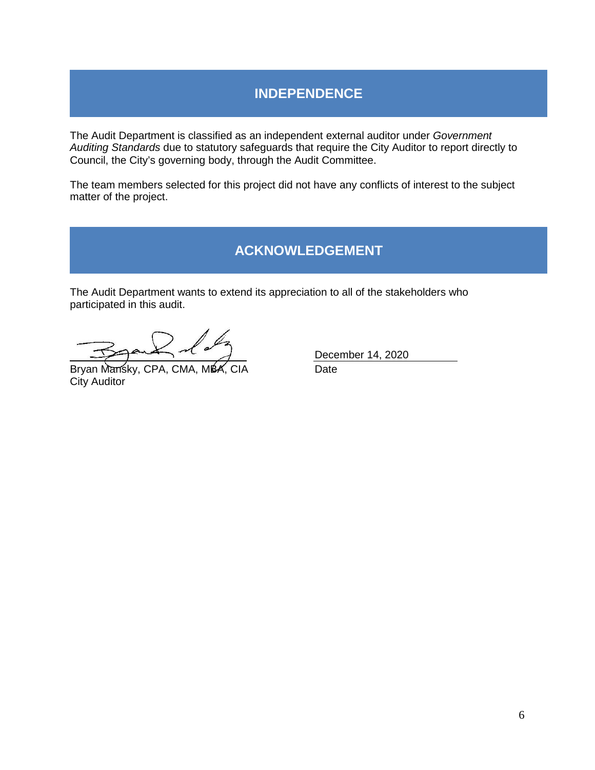## INDEPENDENCE

The Audit Department is classified as an independent external auditor under *Government Auditing Standards* due to statutory safeguards that require the City Auditor to report directly to Council, the City's governing body, through the Audit Committee.

The team members selected for this project did not have any conflicts of interest to the subject matter of the project.

## ACKNOWLEDGEMENT

The Audit Department wants to extend its appreciation to all of the stakeholders who participated in this audit.

Bryan Mansky, CPA, CMA, MBA, CIA
City Auditor

December 14, 2020
Date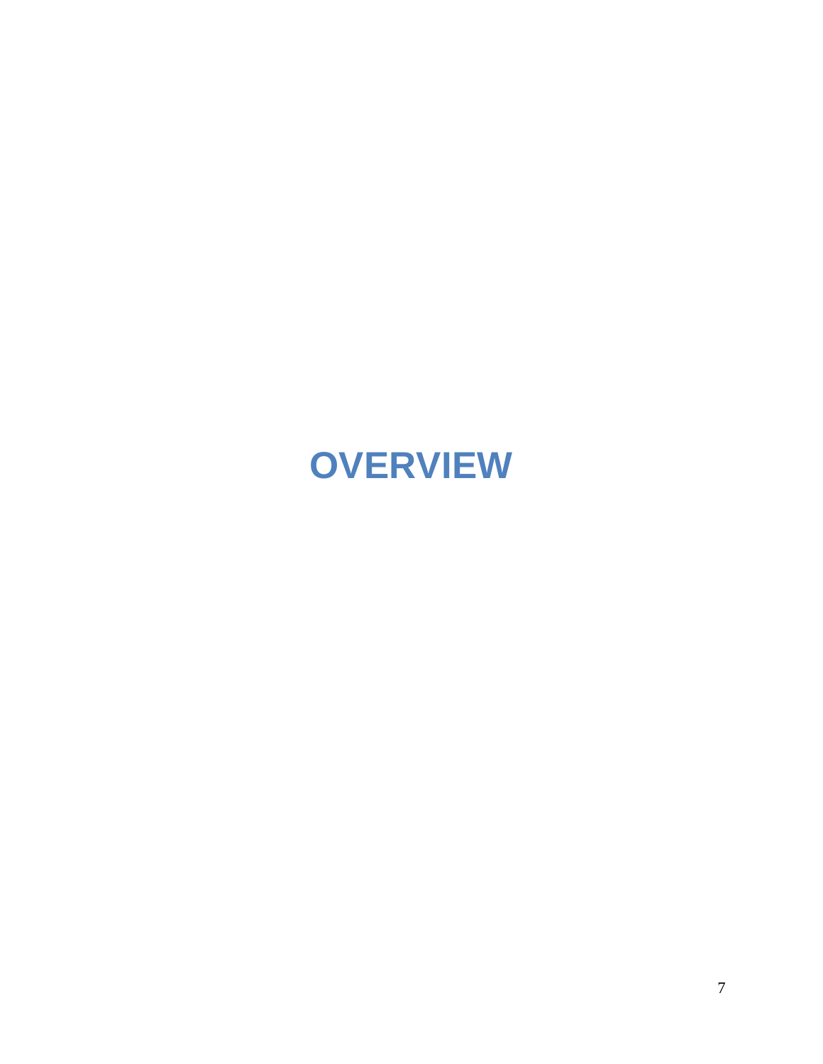# OVERVIEW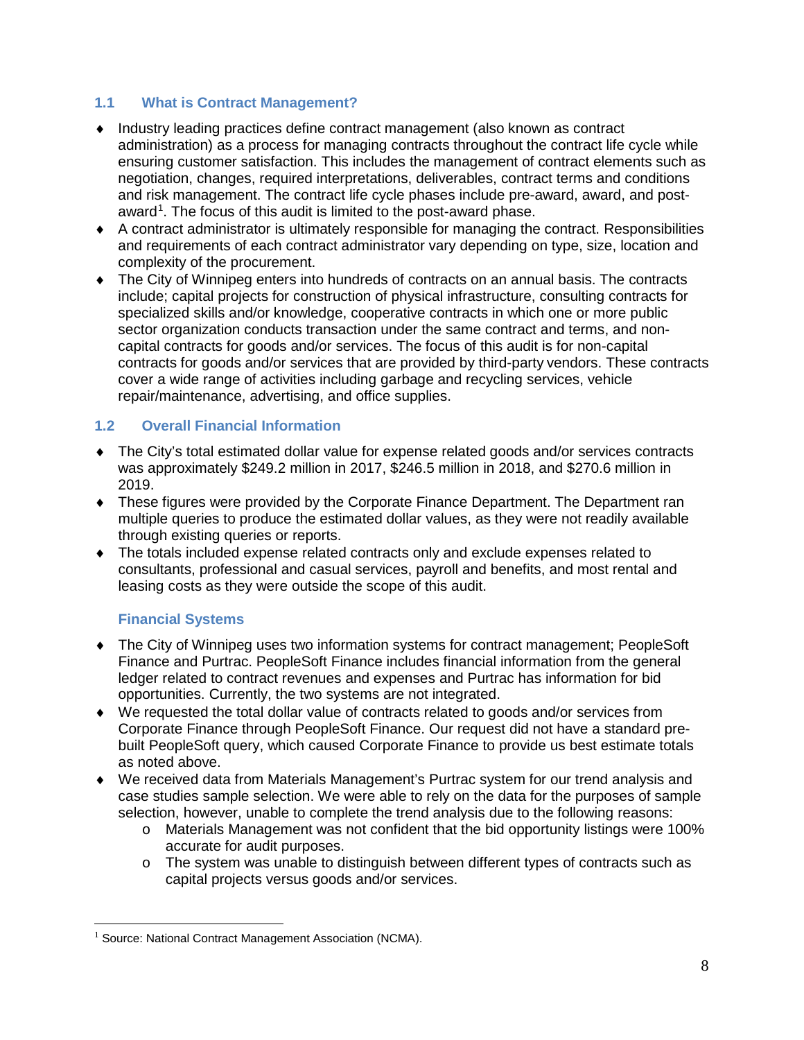## 1.1 What is Contract Management?

- Industry leading practices define contract management (also known as contract administration) as a process for managing contracts throughout the contract life cycle while ensuring customer satisfaction. This includes the management of contract elements such as negotiation, changes, required interpretations, deliverables, contract terms and conditions and risk management. The contract life cycle phases include pre-award, award, and post-award[1]. The focus of this audit is limited to the post-award phase.
- A contract administrator is ultimately responsible for managing the contract. Responsibilities and requirements of each contract administrator vary depending on type, size, location and complexity of the procurement.
- The City of Winnipeg enters into hundreds of contracts on an annual basis. The contracts include; capital projects for construction of physical infrastructure, consulting contracts for specialized skills and/or knowledge, cooperative contracts in which one or more public sector organization conducts transaction under the same contract and terms, and non-capital contracts for goods and/or services. The focus of this audit is for non-capital contracts for goods and/or services that are provided by third-party vendors. These contracts cover a wide range of activities including garbage and recycling services, vehicle repair/maintenance, advertising, and office supplies.

## 1.2 Overall Financial Information

- The City's total estimated dollar value for expense related goods and/or services contracts was approximately $249.2 million in 2017, $246.5 million in 2018, and $270.6 million in 2019.
- These figures were provided by the Corporate Finance Department. The Department ran multiple queries to produce the estimated dollar values, as they were not readily available through existing queries or reports.
- The totals included expense related contracts only and exclude expenses related to consultants, professional and casual services, payroll and benefits, and most rental and leasing costs as they were outside the scope of this audit.

### Financial Systems

- The City of Winnipeg uses two information systems for contract management; PeopleSoft Finance and Purtrac. PeopleSoft Finance includes financial information from the general ledger related to contract revenues and expenses and Purtrac has information for bid opportunities. Currently, the two systems are not integrated.
- We requested the total dollar value of contracts related to goods and/or services from Corporate Finance through PeopleSoft Finance. Our request did not have a standard pre-built PeopleSoft query, which caused Corporate Finance to provide us best estimate totals as noted above.
- We received data from Materials Management's Purtrac system for our trend analysis and case studies sample selection. We were able to rely on the data for the purposes of sample selection, however, unable to complete the trend analysis due to the following reasons:
  - Materials Management was not confident that the bid opportunity listings were 100% accurate for audit purposes.
  - The system was unable to distinguish between different types of contracts such as capital projects versus goods and/or services.

[1] Source: National Contract Management Association (NCMA).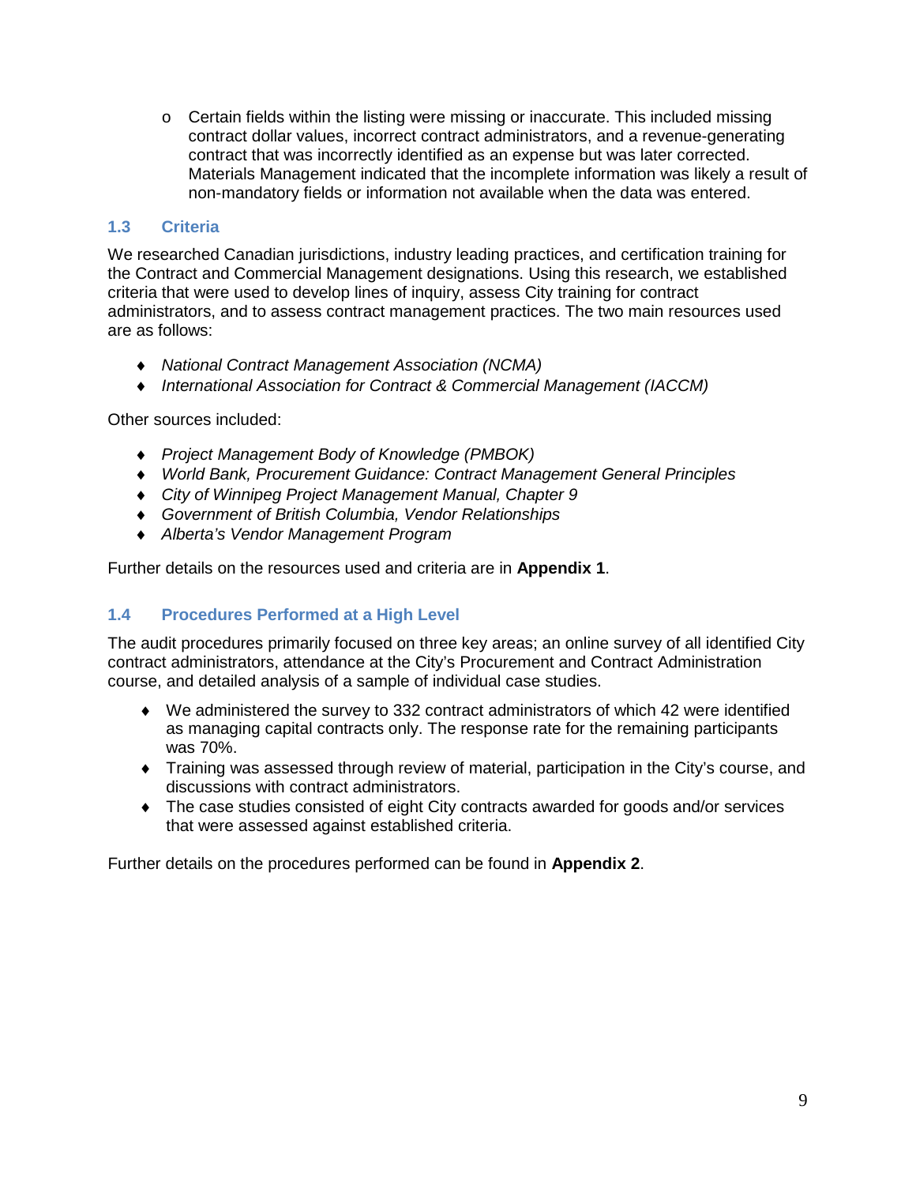- Certain fields within the listing were missing or inaccurate. This included missing contract dollar values, incorrect contract administrators, and a revenue-generating contract that was incorrectly identified as an expense but was later corrected. Materials Management indicated that the incomplete information was likely a result of non-mandatory fields or information not available when the data was entered.

### 1.3 Criteria

We researched Canadian jurisdictions, industry leading practices, and certification training for the Contract and Commercial Management designations. Using this research, we established criteria that were used to develop lines of inquiry, assess City training for contract administrators, and to assess contract management practices. The two main resources used are as follows:

- *National Contract Management Association (NCMA)*
- *International Association for Contract & Commercial Management (IACCM)*

Other sources included:

- *Project Management Body of Knowledge (PMBOK)*
- *World Bank, Procurement Guidance: Contract Management General Principles*
- *City of Winnipeg Project Management Manual, Chapter 9*
- *Government of British Columbia, Vendor Relationships*
- *Alberta's Vendor Management Program*

Further details on the resources used and criteria are in **Appendix 1**.

### 1.4 Procedures Performed at a High Level

The audit procedures primarily focused on three key areas; an online survey of all identified City contract administrators, attendance at the City's Procurement and Contract Administration course, and detailed analysis of a sample of individual case studies.

- We administered the survey to 332 contract administrators of which 42 were identified as managing capital contracts only. The response rate for the remaining participants was 70%.
- Training was assessed through review of material, participation in the City's course, and discussions with contract administrators.
- The case studies consisted of eight City contracts awarded for goods and/or services that were assessed against established criteria.

Further details on the procedures performed can be found in **Appendix 2**.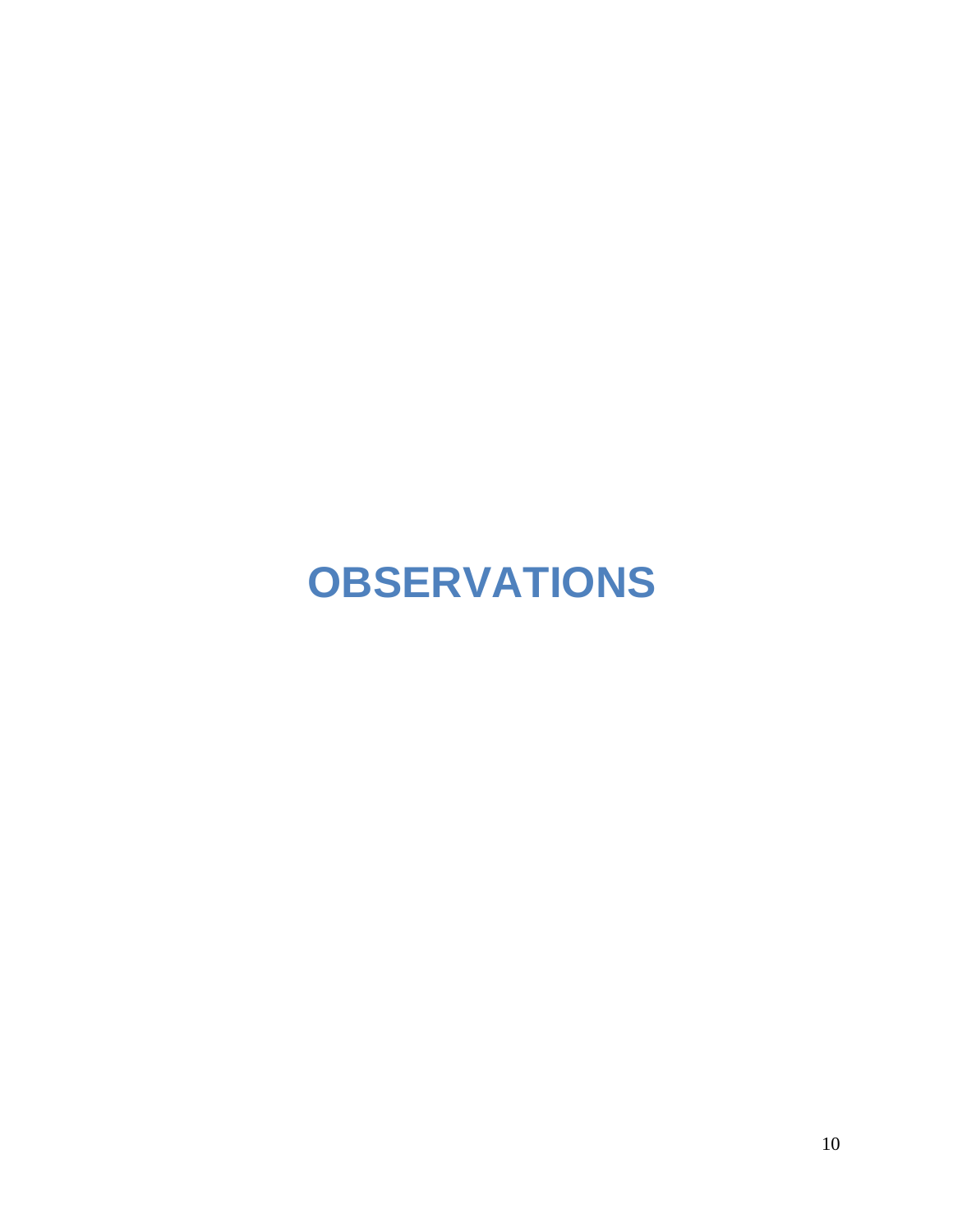# OBSERVATIONS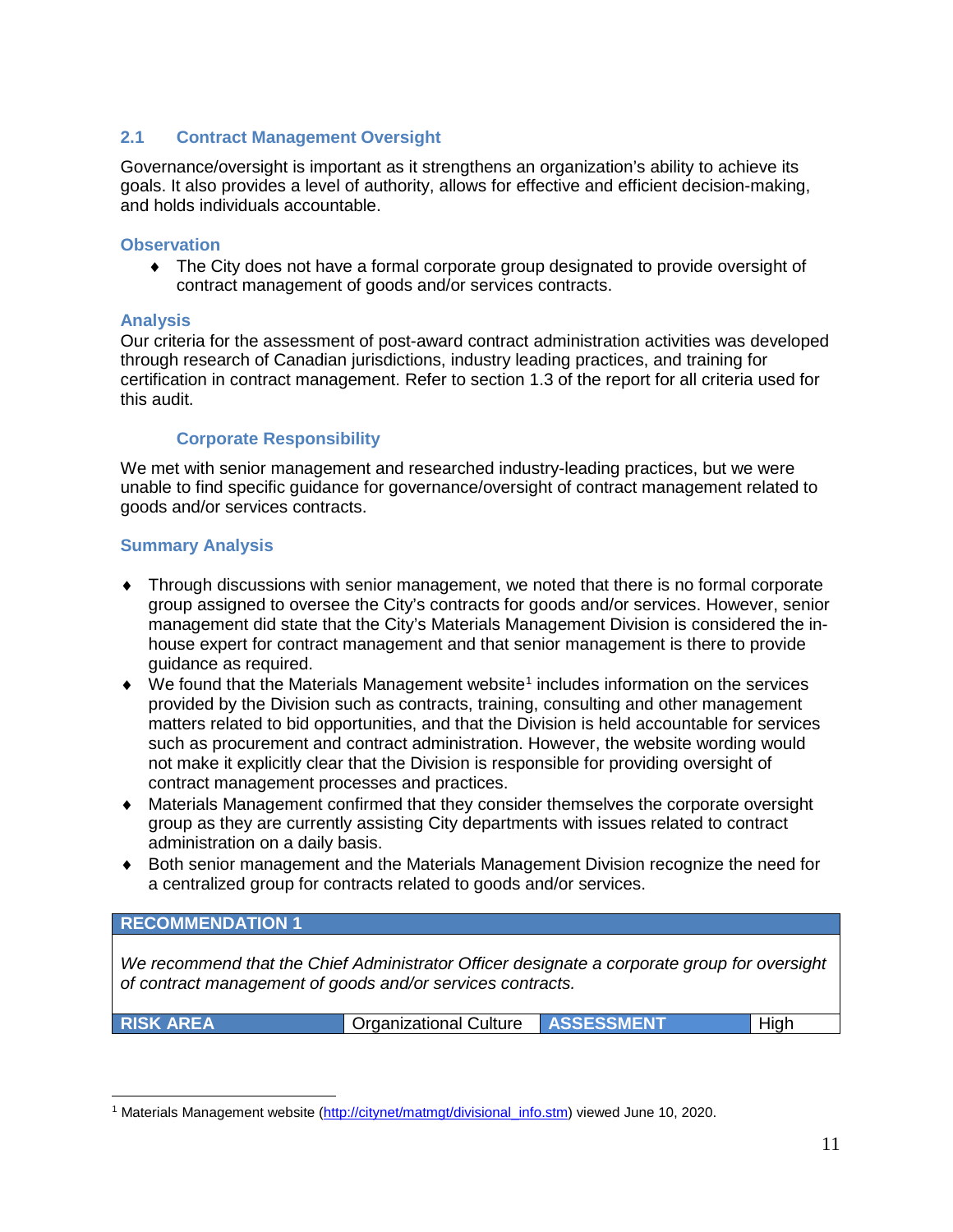## 2.1 Contract Management Oversight

Governance/oversight is important as it strengthens an organization's ability to achieve its goals. It also provides a level of authority, allows for effective and efficient decision-making, and holds individuals accountable.

### Observation

- The City does not have a formal corporate group designated to provide oversight of contract management of goods and/or services contracts.

### Analysis

Our criteria for the assessment of post-award contract administration activities was developed through research of Canadian jurisdictions, industry leading practices, and training for certification in contract management. Refer to section 1.3 of the report for all criteria used for this audit.

#### Corporate Responsibility

We met with senior management and researched industry-leading practices, but we were unable to find specific guidance for governance/oversight of contract management related to goods and/or services contracts.

### Summary Analysis

- Through discussions with senior management, we noted that there is no formal corporate group assigned to oversee the City's contracts for goods and/or services. However, senior management did state that the City's Materials Management Division is considered the in-house expert for contract management and that senior management is there to provide guidance as required.
- We found that the Materials Management website[1] includes information on the services provided by the Division such as contracts, training, consulting and other management matters related to bid opportunities, and that the Division is held accountable for services such as procurement and contract administration. However, the website wording would not make it explicitly clear that the Division is responsible for providing oversight of contract management processes and practices.
- Materials Management confirmed that they consider themselves the corporate oversight group as they are currently assisting City departments with issues related to contract administration on a daily basis.
- Both senior management and the Materials Management Division recognize the need for a centralized group for contracts related to goods and/or services.

| RECOMMENDATION 1 | | | |
|---|---|---|---|
| *We recommend that the Chief Administrator Officer designate a corporate group for oversight of contract management of goods and/or services contracts.* | | | |
| **RISK AREA** | Organizational Culture | **ASSESSMENT** | High |

[1] Materials Management website (http://citynet/matmgt/divisional_info.stm) viewed June 10, 2020.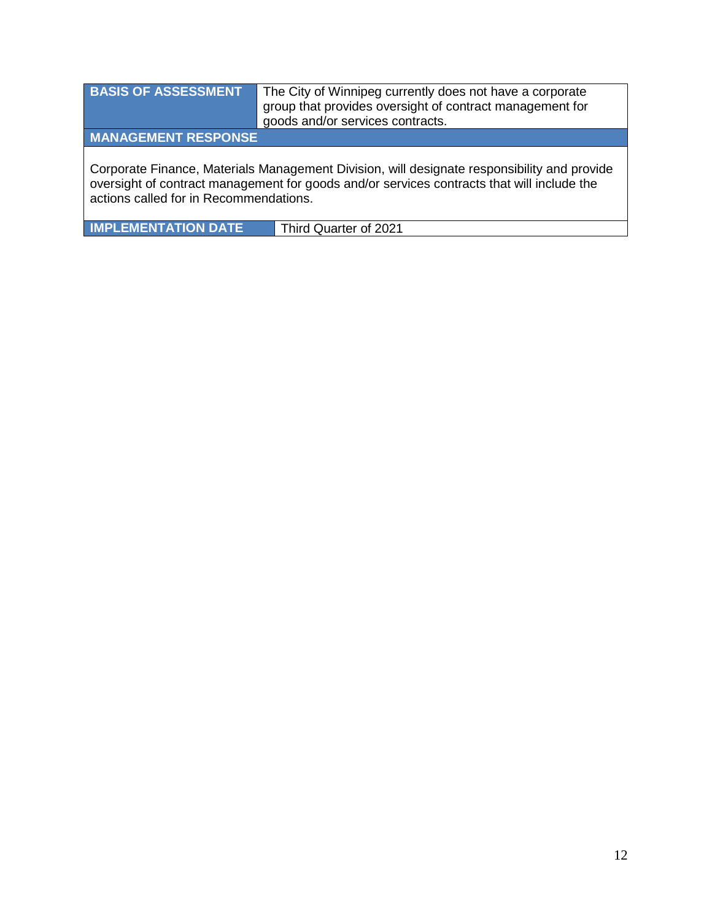| BASIS OF ASSESSMENT | The City of Winnipeg currently does not have a corporate group that provides oversight of contract management for goods and/or services contracts. |
|---|---|
| **MANAGEMENT RESPONSE** | |
| Corporate Finance, Materials Management Division, will designate responsibility and provide oversight of contract management for goods and/or services contracts that will include the actions called for in Recommendations. | |
| **IMPLEMENTATION DATE** | Third Quarter of 2021 |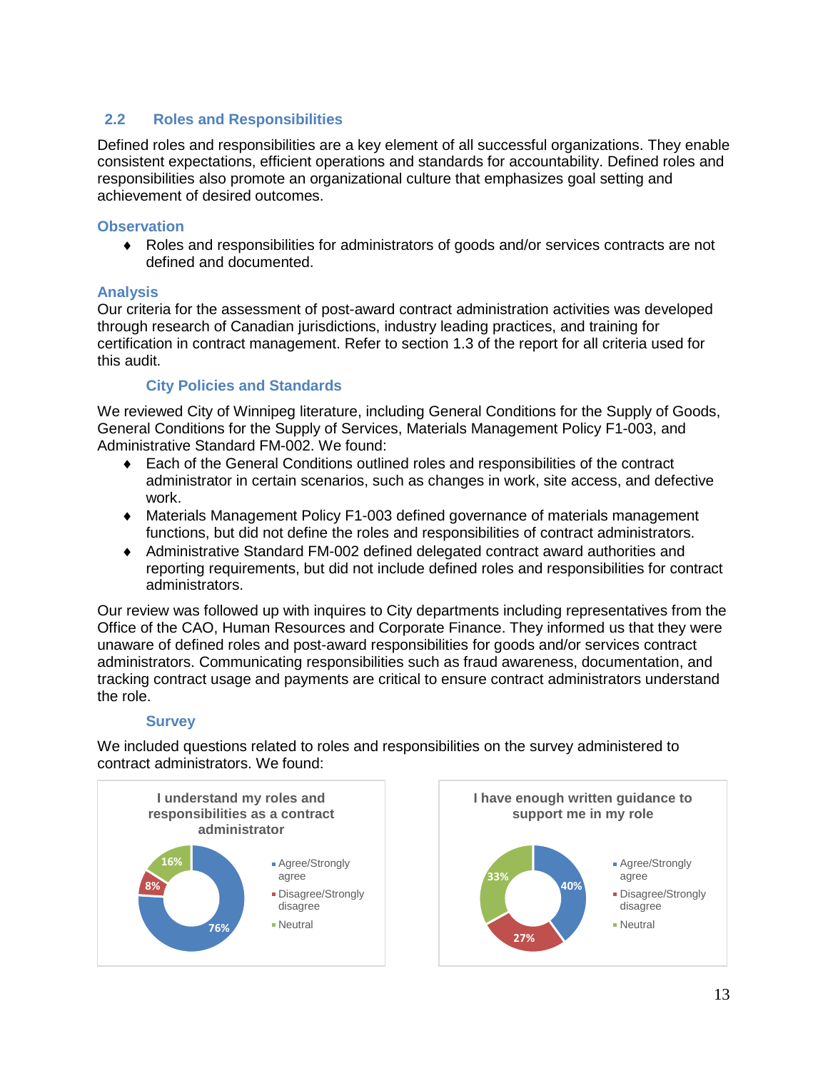## 2.2 Roles and Responsibilities

Defined roles and responsibilities are a key element of all successful organizations. They enable consistent expectations, efficient operations and standards for accountability. Defined roles and responsibilities also promote an organizational culture that emphasizes goal setting and achievement of desired outcomes.

### Observation

- Roles and responsibilities for administrators of goods and/or services contracts are not defined and documented.

### Analysis

Our criteria for the assessment of post-award contract administration activities was developed through research of Canadian jurisdictions, industry leading practices, and training for certification in contract management. Refer to section 1.3 of the report for all criteria used for this audit.

#### City Policies and Standards

We reviewed City of Winnipeg literature, including General Conditions for the Supply of Goods, General Conditions for the Supply of Services, Materials Management Policy F1-003, and Administrative Standard FM-002. We found:

- Each of the General Conditions outlined roles and responsibilities of the contract administrator in certain scenarios, such as changes in work, site access, and defective work.
- Materials Management Policy F1-003 defined governance of materials management functions, but did not define the roles and responsibilities of contract administrators.
- Administrative Standard FM-002 defined delegated contract award authorities and reporting requirements, but did not include defined roles and responsibilities for contract administrators.

Our review was followed up with inquires to City departments including representatives from the Office of the CAO, Human Resources and Corporate Finance. They informed us that they were unaware of defined roles and post-award responsibilities for goods and/or services contract administrators. Communicating responsibilities such as fraud awareness, documentation, and tracking contract usage and payments are critical to ensure contract administrators understand the role.

#### Survey

We included questions related to roles and responsibilities on the survey administered to contract administrators. We found:

**I understand my roles and responsibilities as a contract administrator**

| Response | Percentage |
|---|---|
| Agree/Strongly agree | 76% |
| Disagree/Strongly disagree | 8% |
| Neutral | 16% |

**I have enough written guidance to support me in my role**

| Response | Percentage |
|---|---|
| Agree/Strongly agree | 40% |
| Disagree/Strongly disagree | 27% |
| Neutral | 33% |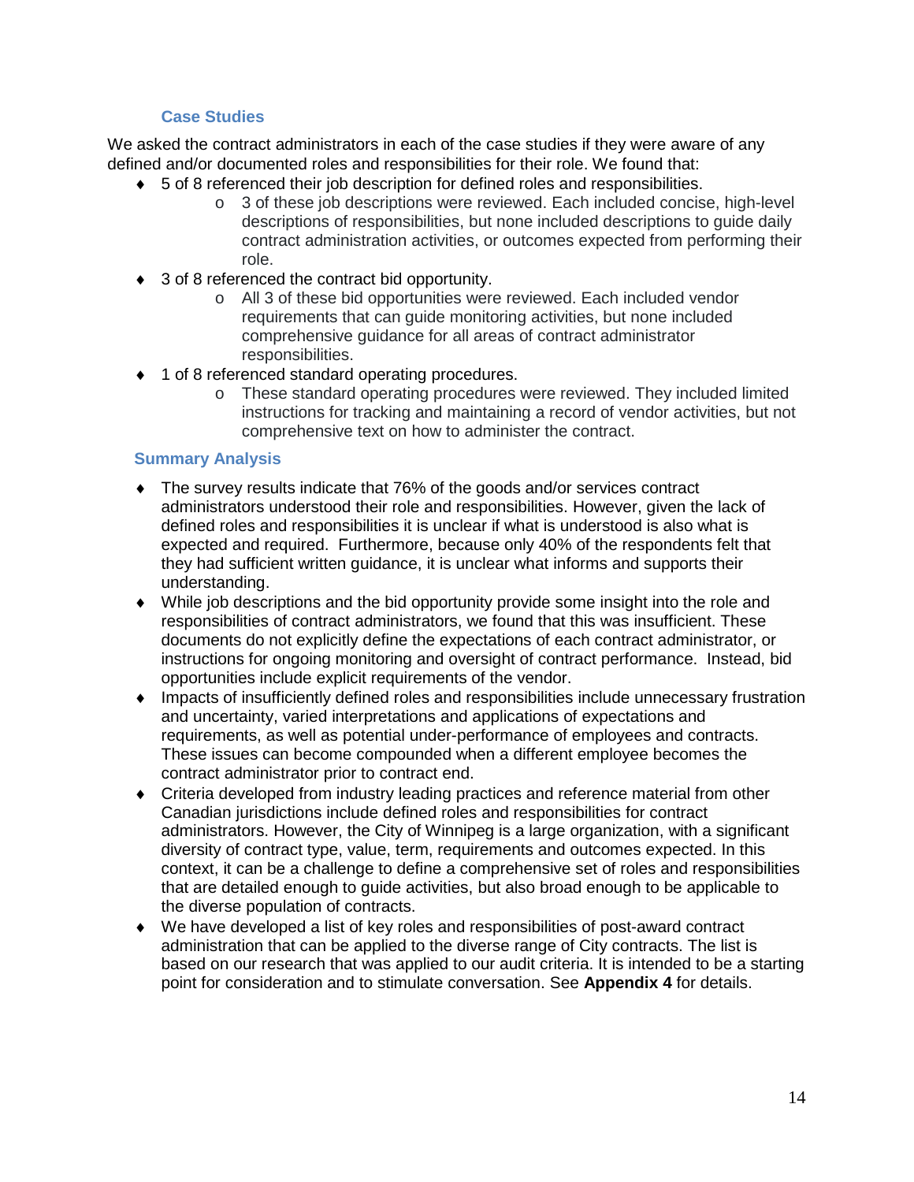#### Case Studies

We asked the contract administrators in each of the case studies if they were aware of any defined and/or documented roles and responsibilities for their role. We found that:

- 5 of 8 referenced their job description for defined roles and responsibilities.
    - 3 of these job descriptions were reviewed. Each included concise, high-level descriptions of responsibilities, but none included descriptions to guide daily contract administration activities, or outcomes expected from performing their role.
- 3 of 8 referenced the contract bid opportunity.
    - All 3 of these bid opportunities were reviewed. Each included vendor requirements that can guide monitoring activities, but none included comprehensive guidance for all areas of contract administrator responsibilities.
- 1 of 8 referenced standard operating procedures.
    - These standard operating procedures were reviewed. They included limited instructions for tracking and maintaining a record of vendor activities, but not comprehensive text on how to administer the contract.

### Summary Analysis

- The survey results indicate that 76% of the goods and/or services contract administrators understood their role and responsibilities. However, given the lack of defined roles and responsibilities it is unclear if what is understood is also what is expected and required. Furthermore, because only 40% of the respondents felt that they had sufficient written guidance, it is unclear what informs and supports their understanding.
- While job descriptions and the bid opportunity provide some insight into the role and responsibilities of contract administrators, we found that this was insufficient. These documents do not explicitly define the expectations of each contract administrator, or instructions for ongoing monitoring and oversight of contract performance. Instead, bid opportunities include explicit requirements of the vendor.
- Impacts of insufficiently defined roles and responsibilities include unnecessary frustration and uncertainty, varied interpretations and applications of expectations and requirements, as well as potential under-performance of employees and contracts. These issues can become compounded when a different employee becomes the contract administrator prior to contract end.
- Criteria developed from industry leading practices and reference material from other Canadian jurisdictions include defined roles and responsibilities for contract administrators. However, the City of Winnipeg is a large organization, with a significant diversity of contract type, value, term, requirements and outcomes expected. In this context, it can be a challenge to define a comprehensive set of roles and responsibilities that are detailed enough to guide activities, but also broad enough to be applicable to the diverse population of contracts.
- We have developed a list of key roles and responsibilities of post-award contract administration that can be applied to the diverse range of City contracts. The list is based on our research that was applied to our audit criteria. It is intended to be a starting point for consideration and to stimulate conversation. See **Appendix 4** for details.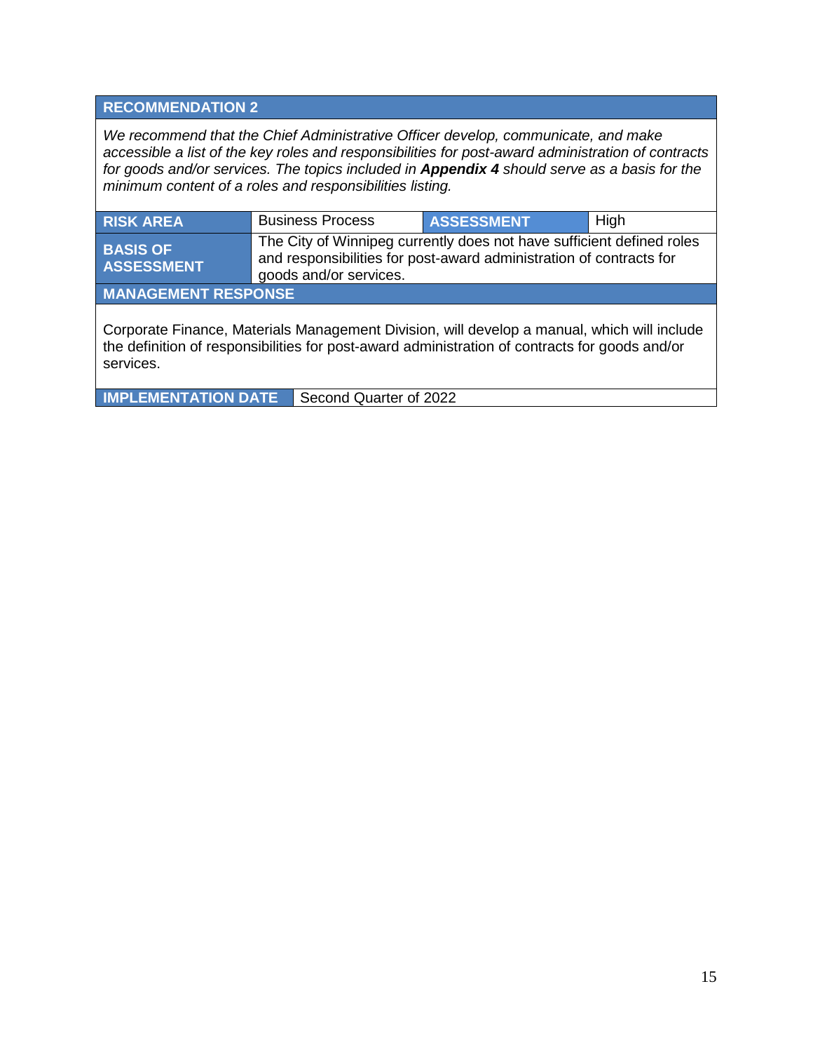## RECOMMENDATION 2

*We recommend that the Chief Administrative Officer develop, communicate, and make accessible a list of the key roles and responsibilities for post-award administration of contracts for goods and/or services. The topics included in* ***Appendix 4*** *should serve as a basis for the minimum content of a roles and responsibilities listing.*

| RISK AREA | Business Process | ASSESSMENT | High |
|---|---|---|---|
| BASIS OF ASSESSMENT | The City of Winnipeg currently does not have sufficient defined roles and responsibilities for post-award administration of contracts for goods and/or services. | | |

**MANAGEMENT RESPONSE**

Corporate Finance, Materials Management Division, will develop a manual, which will include the definition of responsibilities for post-award administration of contracts for goods and/or services.

| IMPLEMENTATION DATE | Second Quarter of 2022 |
|---|---|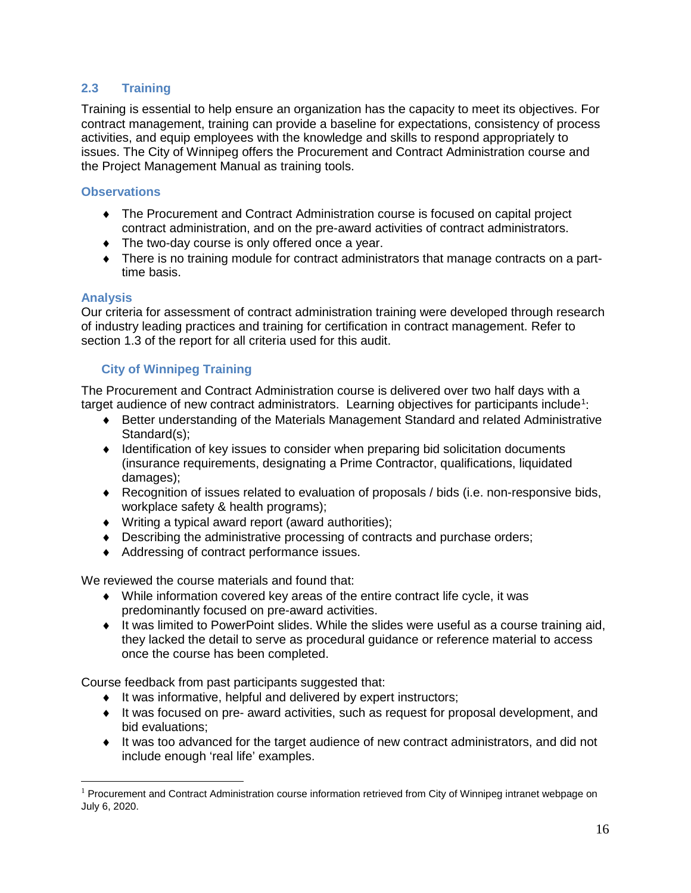## 2.3 Training

Training is essential to help ensure an organization has the capacity to meet its objectives. For contract management, training can provide a baseline for expectations, consistency of process activities, and equip employees with the knowledge and skills to respond appropriately to issues. The City of Winnipeg offers the Procurement and Contract Administration course and the Project Management Manual as training tools.

### Observations

- The Procurement and Contract Administration course is focused on capital project contract administration, and on the pre-award activities of contract administrators.
- The two-day course is only offered once a year.
- There is no training module for contract administrators that manage contracts on a part-time basis.

### Analysis

Our criteria for assessment of contract administration training were developed through research of industry leading practices and training for certification in contract management. Refer to section 1.3 of the report for all criteria used for this audit.

#### City of Winnipeg Training

The Procurement and Contract Administration course is delivered over two half days with a target audience of new contract administrators. Learning objectives for participants include[1]:

- Better understanding of the Materials Management Standard and related Administrative Standard(s);
- Identification of key issues to consider when preparing bid solicitation documents (insurance requirements, designating a Prime Contractor, qualifications, liquidated damages);
- Recognition of issues related to evaluation of proposals / bids (i.e. non-responsive bids, workplace safety & health programs);
- Writing a typical award report (award authorities);
- Describing the administrative processing of contracts and purchase orders;
- Addressing of contract performance issues.

We reviewed the course materials and found that:

- While information covered key areas of the entire contract life cycle, it was predominantly focused on pre-award activities.
- It was limited to PowerPoint slides. While the slides were useful as a course training aid, they lacked the detail to serve as procedural guidance or reference material to access once the course has been completed.

Course feedback from past participants suggested that:

- It was informative, helpful and delivered by expert instructors;
- It was focused on pre- award activities, such as request for proposal development, and bid evaluations;
- It was too advanced for the target audience of new contract administrators, and did not include enough 'real life' examples.

---

[1] Procurement and Contract Administration course information retrieved from City of Winnipeg intranet webpage on July 6, 2020.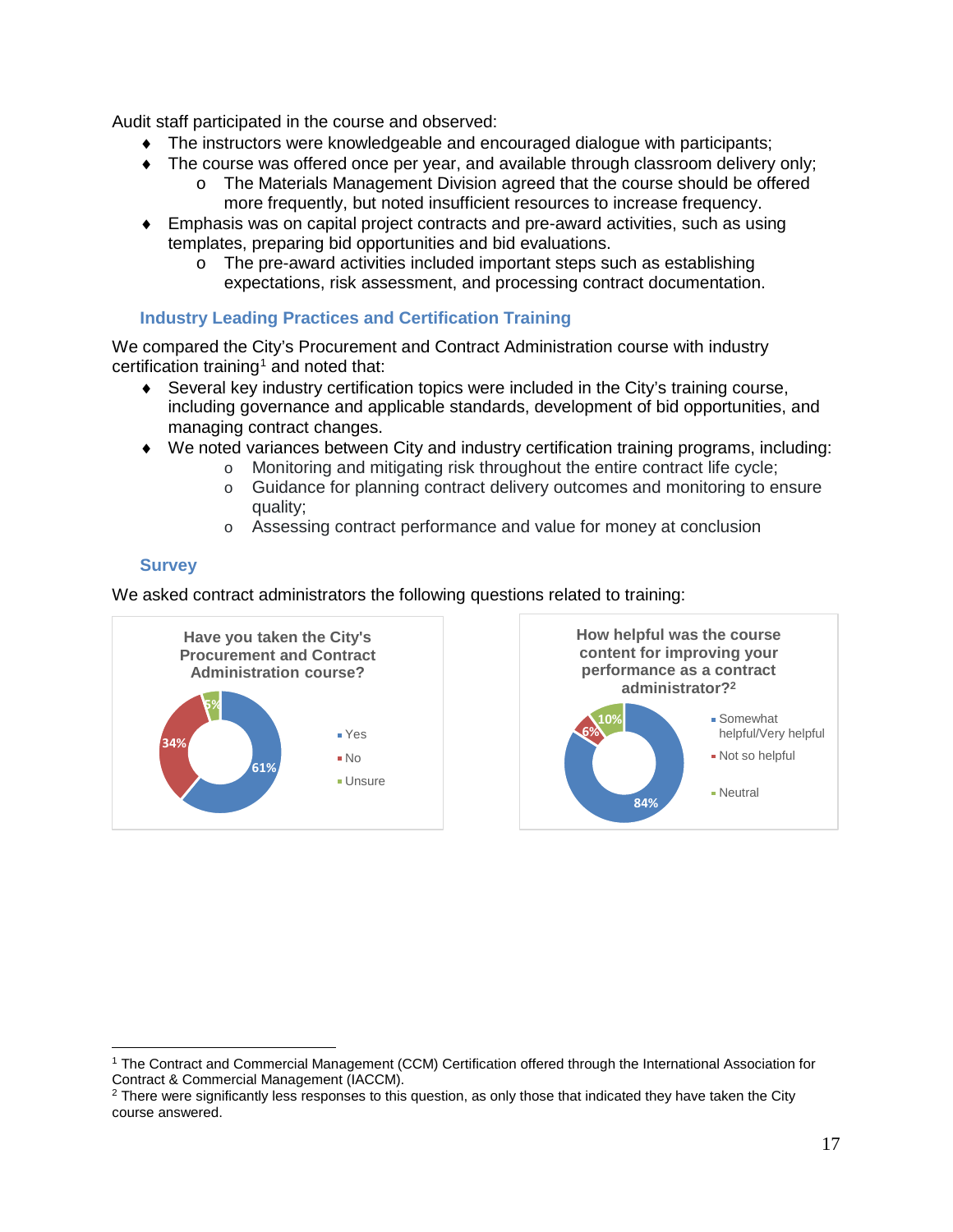Audit staff participated in the course and observed:

- The instructors were knowledgeable and encouraged dialogue with participants;
- The course was offered once per year, and available through classroom delivery only;
  - The Materials Management Division agreed that the course should be offered more frequently, but noted insufficient resources to increase frequency.
- Emphasis was on capital project contracts and pre-award activities, such as using templates, preparing bid opportunities and bid evaluations.
  - The pre-award activities included important steps such as establishing expectations, risk assessment, and processing contract documentation.

### Industry Leading Practices and Certification Training

We compared the City's Procurement and Contract Administration course with industry certification training[1] and noted that:

- Several key industry certification topics were included in the City's training course, including governance and applicable standards, development of bid opportunities, and managing contract changes.
- We noted variances between City and industry certification training programs, including:
  - Monitoring and mitigating risk throughout the entire contract life cycle;
  - Guidance for planning contract delivery outcomes and monitoring to ensure quality;
  - Assessing contract performance and value for money at conclusion

### Survey

We asked contract administrators the following questions related to training:

**Have you taken the City's Procurement and Contract Administration course?**

| Response | Percentage |
|---|---|
| Yes | 61% |
| No | 34% |
| Unsure | 5% |

**How helpful was the course content for improving your performance as a contract administrator?[2]**

| Response | Percentage |
|---|---|
| Somewhat helpful/Very helpful | 84% |
| Not so helpful | 6% |
| Neutral | 10% |

---

[1] The Contract and Commercial Management (CCM) Certification offered through the International Association for Contract & Commercial Management (IACCM).

[2] There were significantly less responses to this question, as only those that indicated they have taken the City course answered.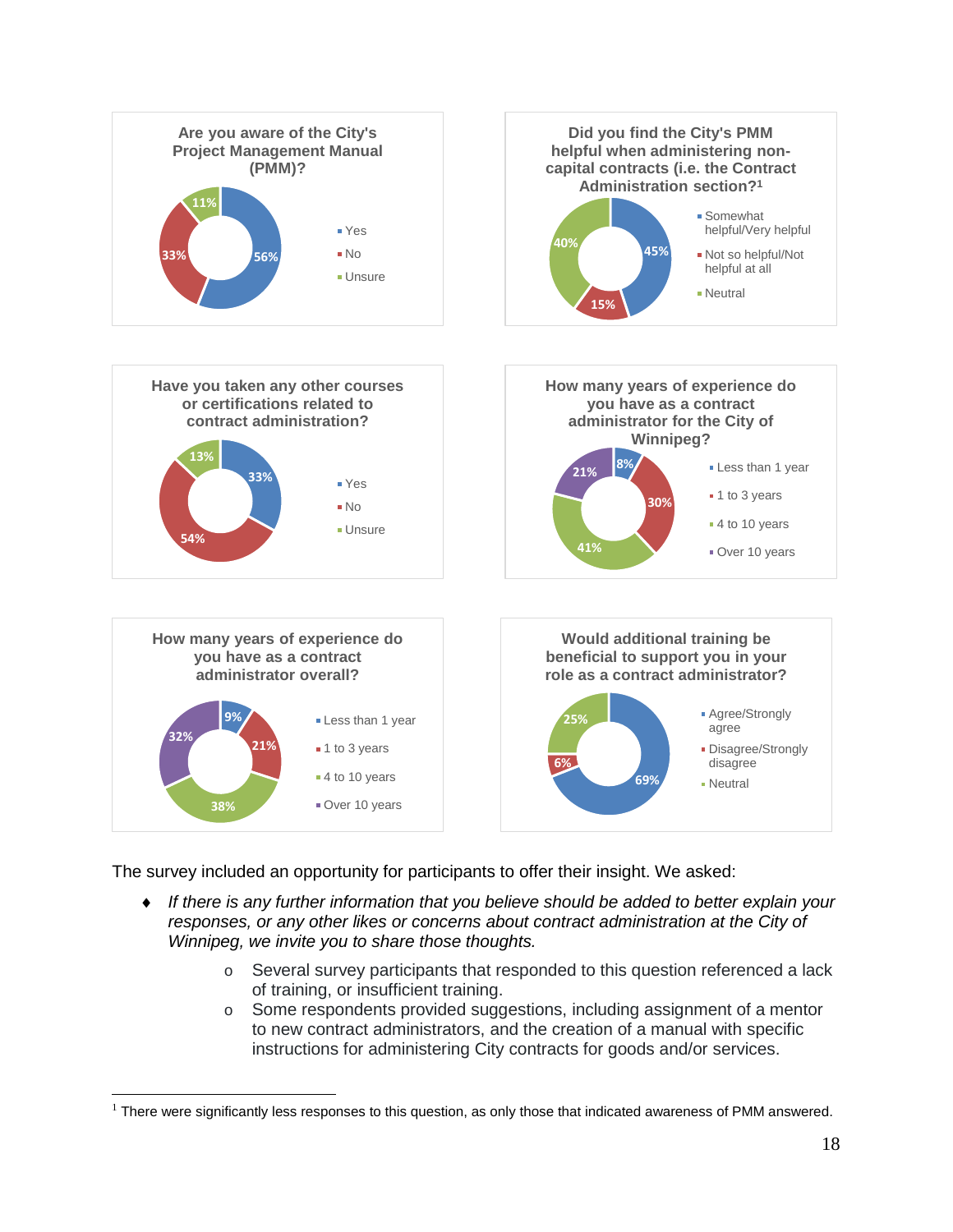**Are you aware of the City's Project Management Manual (PMM)?**

| Response | Percentage |
|---|---|
| Yes | 56% |
| No | 33% |
| Unsure | 11% |

**Did you find the City's PMM helpful when administering non-capital contracts (i.e. the Contract Administration section?[1]**

| Response | Percentage |
|---|---|
| Somewhat helpful/Very helpful | 45% |
| Not so helpful/Not helpful at all | 15% |
| Neutral | 40% |

**Have you taken any other courses or certifications related to contract administration?**

| Response | Percentage |
|---|---|
| Yes | 33% |
| No | 54% |
| Unsure | 13% |

**How many years of experience do you have as a contract administrator for the City of Winnipeg?**

| Response | Percentage |
|---|---|
| Less than 1 year | 8% |
| 1 to 3 years | 30% |
| 4 to 10 years | 41% |
| Over 10 years | 21% |

**How many years of experience do you have as a contract administrator overall?**

| Response | Percentage |
|---|---|
| Less than 1 year | 9% |
| 1 to 3 years | 21% |
| 4 to 10 years | 38% |
| Over 10 years | 32% |

**Would additional training be beneficial to support you in your role as a contract administrator?**

| Response | Percentage |
|---|---|
| Agree/Strongly agree | 69% |
| Disagree/Strongly disagree | 6% |
| Neutral | 25% |

The survey included an opportunity for participants to offer their insight. We asked:

- *If there is any further information that you believe should be added to better explain your responses, or any other likes or concerns about contract administration at the City of Winnipeg, we invite you to share those thoughts.*
  - Several survey participants that responded to this question referenced a lack of training, or insufficient training.
  - Some respondents provided suggestions, including assignment of a mentor to new contract administrators, and the creation of a manual with specific instructions for administering City contracts for goods and/or services.

[1] There were significantly less responses to this question, as only those that indicated awareness of PMM answered.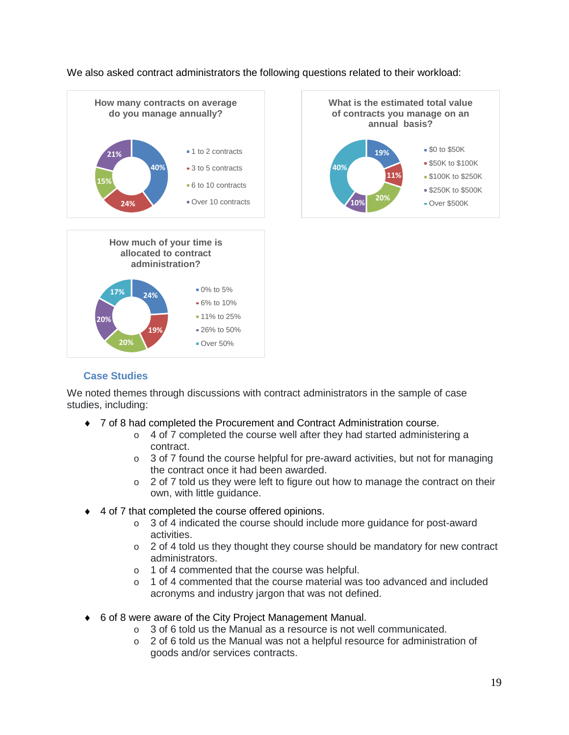We also asked contract administrators the following questions related to their workload:

**How many contracts on average do you manage annually?**

| Response | Percentage |
|---|---|
| 1 to 2 contracts | 40% |
| 3 to 5 contracts | 24% |
| 6 to 10 contracts | 15% |
| Over 10 contracts | 21% |

**What is the estimated total value of contracts you manage on an annual basis?**

| Response | Percentage |
|---|---|
| $0 to $50K | 19% |
| $50K to $100K | 11% |
| $100K to $250K | 20% |
| $250K to $500K | 10% |
| Over $500K | 40% |

**How much of your time is allocated to contract administration?**

| Response | Percentage |
|---|---|
| 0% to 5% | 24% |
| 6% to 10% | 19% |
| 11% to 25% | 20% |
| 26% to 50% | 20% |
| Over 50% | 17% |

## Case Studies

We noted themes through discussions with contract administrators in the sample of case studies, including:

- 7 of 8 had completed the Procurement and Contract Administration course.
  - 4 of 7 completed the course well after they had started administering a contract.
  - 3 of 7 found the course helpful for pre-award activities, but not for managing the contract once it had been awarded.
  - 2 of 7 told us they were left to figure out how to manage the contract on their own, with little guidance.
- 4 of 7 that completed the course offered opinions.
  - 3 of 4 indicated the course should include more guidance for post-award activities.
  - 2 of 4 told us they thought they course should be mandatory for new contract administrators.
  - 1 of 4 commented that the course was helpful.
  - 1 of 4 commented that the course material was too advanced and included acronyms and industry jargon that was not defined.
- 6 of 8 were aware of the City Project Management Manual.
  - 3 of 6 told us the Manual as a resource is not well communicated.
  - 2 of 6 told us the Manual was not a helpful resource for administration of goods and/or services contracts.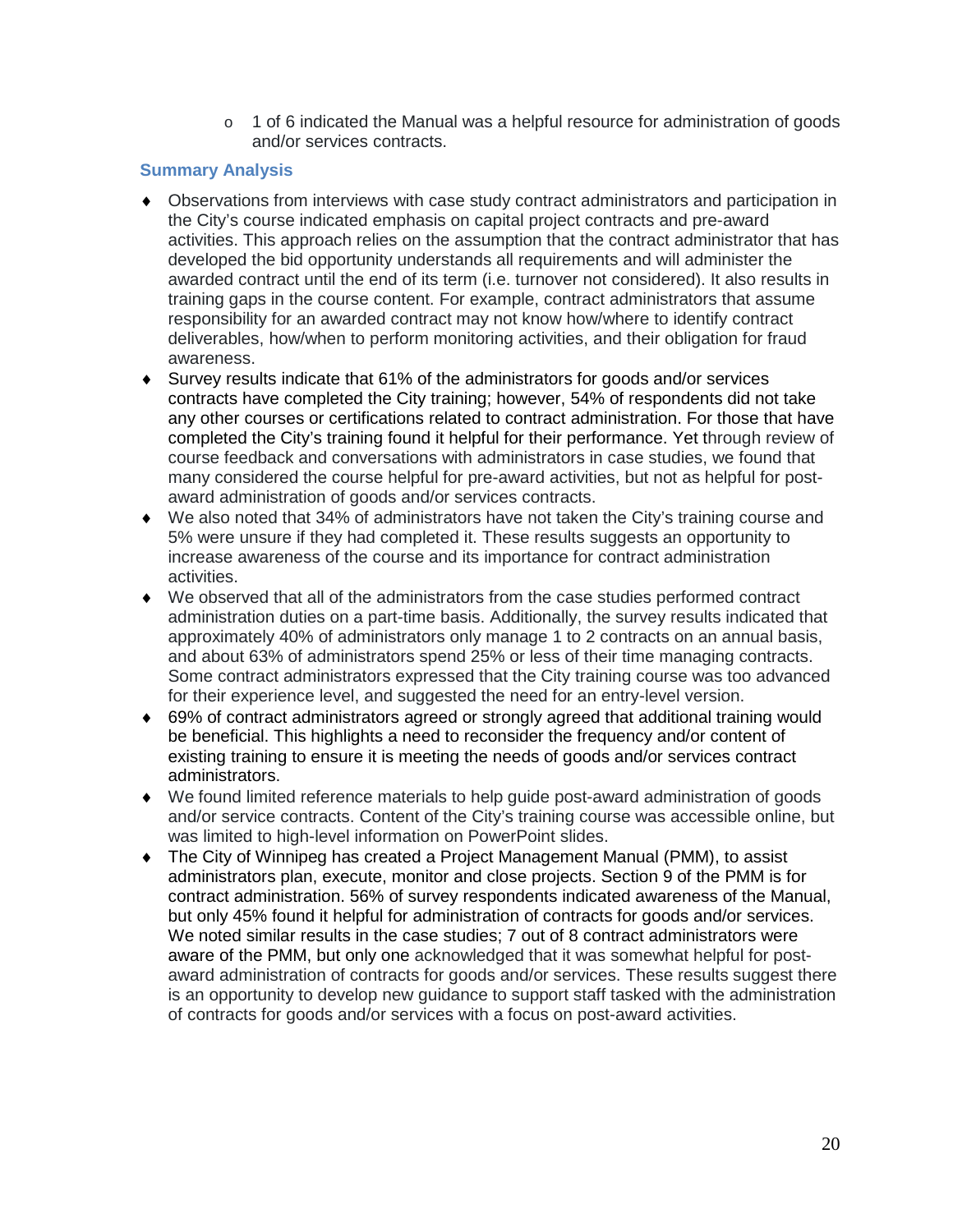- 1 of 6 indicated the Manual was a helpful resource for administration of goods and/or services contracts.

### Summary Analysis

- Observations from interviews with case study contract administrators and participation in the City's course indicated emphasis on capital project contracts and pre-award activities. This approach relies on the assumption that the contract administrator that has developed the bid opportunity understands all requirements and will administer the awarded contract until the end of its term (i.e. turnover not considered). It also results in training gaps in the course content. For example, contract administrators that assume responsibility for an awarded contract may not know how/where to identify contract deliverables, how/when to perform monitoring activities, and their obligation for fraud awareness.
- Survey results indicate that 61% of the administrators for goods and/or services contracts have completed the City training; however, 54% of respondents did not take any other courses or certifications related to contract administration. For those that have completed the City's training found it helpful for their performance. Yet through review of course feedback and conversations with administrators in case studies, we found that many considered the course helpful for pre-award activities, but not as helpful for post-award administration of goods and/or services contracts.
- We also noted that 34% of administrators have not taken the City's training course and 5% were unsure if they had completed it. These results suggests an opportunity to increase awareness of the course and its importance for contract administration activities.
- We observed that all of the administrators from the case studies performed contract administration duties on a part-time basis. Additionally, the survey results indicated that approximately 40% of administrators only manage 1 to 2 contracts on an annual basis, and about 63% of administrators spend 25% or less of their time managing contracts. Some contract administrators expressed that the City training course was too advanced for their experience level, and suggested the need for an entry-level version.
- 69% of contract administrators agreed or strongly agreed that additional training would be beneficial. This highlights a need to reconsider the frequency and/or content of existing training to ensure it is meeting the needs of goods and/or services contract administrators.
- We found limited reference materials to help guide post-award administration of goods and/or service contracts. Content of the City's training course was accessible online, but was limited to high-level information on PowerPoint slides.
- The City of Winnipeg has created a Project Management Manual (PMM), to assist administrators plan, execute, monitor and close projects. Section 9 of the PMM is for contract administration. 56% of survey respondents indicated awareness of the Manual, but only 45% found it helpful for administration of contracts for goods and/or services. We noted similar results in the case studies; 7 out of 8 contract administrators were aware of the PMM, but only one acknowledged that it was somewhat helpful for post-award administration of contracts for goods and/or services. These results suggest there is an opportunity to develop new guidance to support staff tasked with the administration of contracts for goods and/or services with a focus on post-award activities.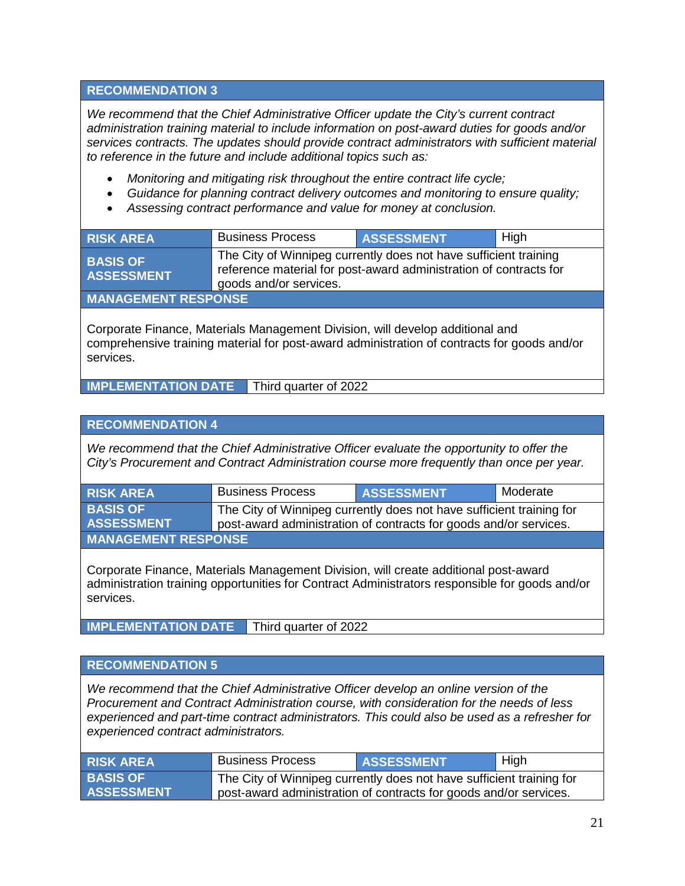### RECOMMENDATION 3

*We recommend that the Chief Administrative Officer update the City's current contract administration training material to include information on post-award duties for goods and/or services contracts. The updates should provide contract administrators with sufficient material to reference in the future and include additional topics such as:*

- *Monitoring and mitigating risk throughout the entire contract life cycle;*
- *Guidance for planning contract delivery outcomes and monitoring to ensure quality;*
- *Assessing contract performance and value for money at conclusion.*

| **RISK AREA** | Business Process | **ASSESSMENT** | High |
|---|---|---|---|
| **BASIS OF ASSESSMENT** | The City of Winnipeg currently does not have sufficient training reference material for post-award administration of contracts for goods and/or services. | | |

**MANAGEMENT RESPONSE**

Corporate Finance, Materials Management Division, will develop additional and comprehensive training material for post-award administration of contracts for goods and/or services.

| **IMPLEMENTATION DATE** | Third quarter of 2022 |
|---|---|

### RECOMMENDATION 4

*We recommend that the Chief Administrative Officer evaluate the opportunity to offer the City's Procurement and Contract Administration course more frequently than once per year.*

| **RISK AREA** | Business Process | **ASSESSMENT** | Moderate |
|---|---|---|---|
| **BASIS OF ASSESSMENT** | The City of Winnipeg currently does not have sufficient training for post-award administration of contracts for goods and/or services. | | |

**MANAGEMENT RESPONSE**

Corporate Finance, Materials Management Division, will create additional post-award administration training opportunities for Contract Administrators responsible for goods and/or services.

| **IMPLEMENTATION DATE** | Third quarter of 2022 |
|---|---|

### RECOMMENDATION 5

*We recommend that the Chief Administrative Officer develop an online version of the Procurement and Contract Administration course, with consideration for the needs of less experienced and part-time contract administrators. This could also be used as a refresher for experienced contract administrators.*

| **RISK AREA** | Business Process | **ASSESSMENT** | High |
|---|---|---|---|
| **BASIS OF ASSESSMENT** | The City of Winnipeg currently does not have sufficient training for post-award administration of contracts for goods and/or services. | | |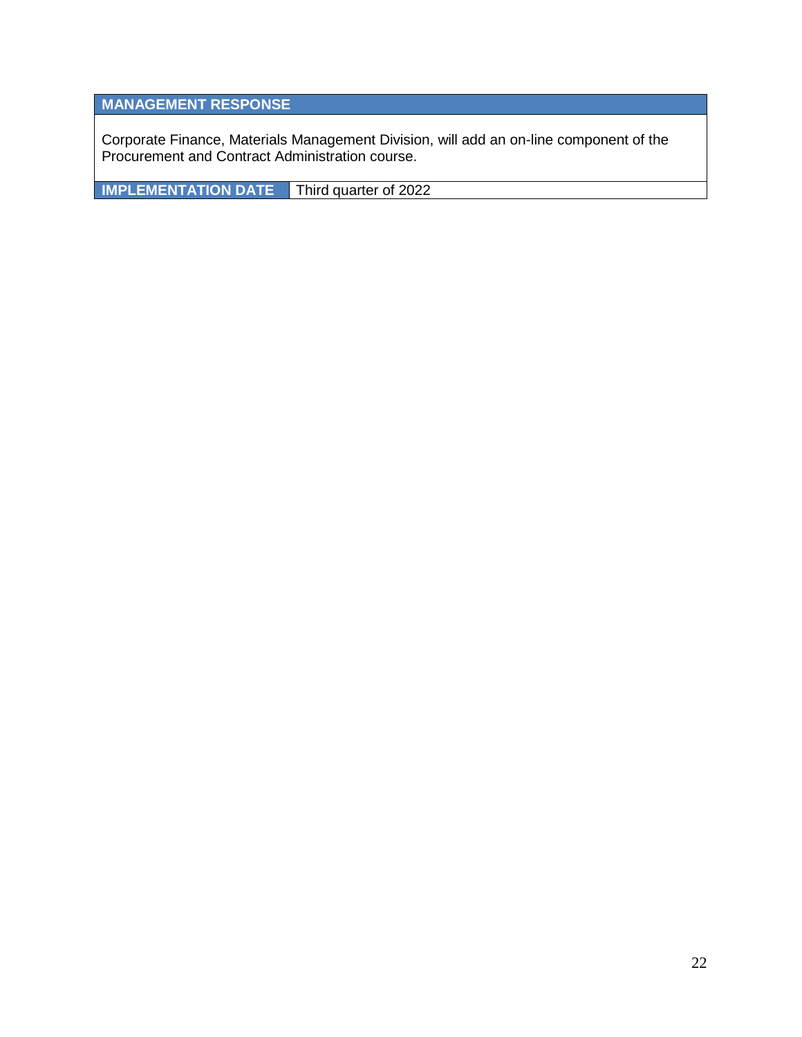| MANAGEMENT RESPONSE | |
|---|---|
| Corporate Finance, Materials Management Division, will add an on-line component of the Procurement and Contract Administration course. | |
| **IMPLEMENTATION DATE** | Third quarter of 2022 |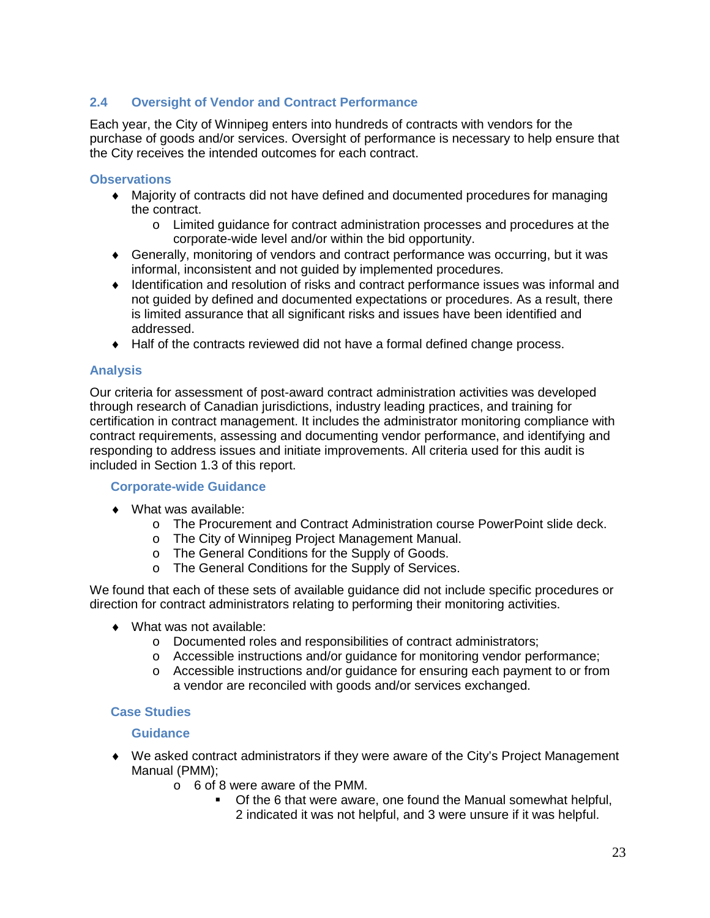## 2.4 Oversight of Vendor and Contract Performance

Each year, the City of Winnipeg enters into hundreds of contracts with vendors for the purchase of goods and/or services. Oversight of performance is necessary to help ensure that the City receives the intended outcomes for each contract.

### Observations

- Majority of contracts did not have defined and documented procedures for managing the contract.
  - Limited guidance for contract administration processes and procedures at the corporate-wide level and/or within the bid opportunity.
- Generally, monitoring of vendors and contract performance was occurring, but it was informal, inconsistent and not guided by implemented procedures.
- Identification and resolution of risks and contract performance issues was informal and not guided by defined and documented expectations or procedures. As a result, there is limited assurance that all significant risks and issues have been identified and addressed.
- Half of the contracts reviewed did not have a formal defined change process.

### Analysis

Our criteria for assessment of post-award contract administration activities was developed through research of Canadian jurisdictions, industry leading practices, and training for certification in contract management. It includes the administrator monitoring compliance with contract requirements, assessing and documenting vendor performance, and identifying and responding to address issues and initiate improvements. All criteria used for this audit is included in Section 1.3 of this report.

#### Corporate-wide Guidance

- What was available:
  - The Procurement and Contract Administration course PowerPoint slide deck.
  - The City of Winnipeg Project Management Manual.
  - The General Conditions for the Supply of Goods.
  - The General Conditions for the Supply of Services.

We found that each of these sets of available guidance did not include specific procedures or direction for contract administrators relating to performing their monitoring activities.

- What was not available:
  - Documented roles and responsibilities of contract administrators;
  - Accessible instructions and/or guidance for monitoring vendor performance;
  - Accessible instructions and/or guidance for ensuring each payment to or from a vendor are reconciled with goods and/or services exchanged.

#### Case Studies

##### Guidance

- We asked contract administrators if they were aware of the City's Project Management Manual (PMM);
  - 6 of 8 were aware of the PMM.
    - Of the 6 that were aware, one found the Manual somewhat helpful, 2 indicated it was not helpful, and 3 were unsure if it was helpful.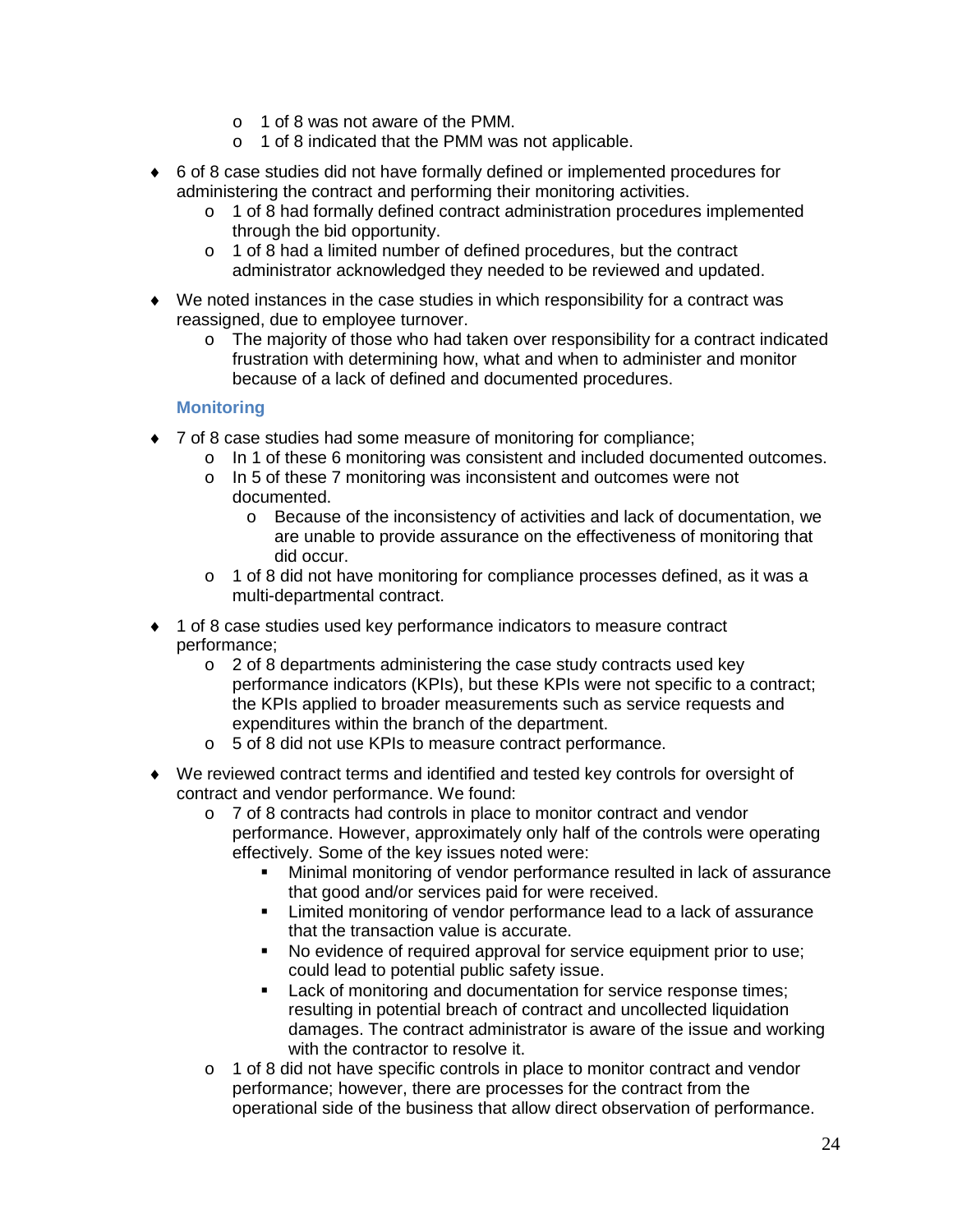- 1 of 8 was not aware of the PMM.
    - 1 of 8 indicated that the PMM was not applicable.

- 6 of 8 case studies did not have formally defined or implemented procedures for administering the contract and performing their monitoring activities.
  - 1 of 8 had formally defined contract administration procedures implemented through the bid opportunity.
  - 1 of 8 had a limited number of defined procedures, but the contract administrator acknowledged they needed to be reviewed and updated.

- We noted instances in the case studies in which responsibility for a contract was reassigned, due to employee turnover.
  - The majority of those who had taken over responsibility for a contract indicated frustration with determining how, what and when to administer and monitor because of a lack of defined and documented procedures.

### Monitoring

- 7 of 8 case studies had some measure of monitoring for compliance;
  - In 1 of these 6 monitoring was consistent and included documented outcomes.
  - In 5 of these 7 monitoring was inconsistent and outcomes were not documented.
    - Because of the inconsistency of activities and lack of documentation, we are unable to provide assurance on the effectiveness of monitoring that did occur.
  - 1 of 8 did not have monitoring for compliance processes defined, as it was a multi-departmental contract.

- 1 of 8 case studies used key performance indicators to measure contract performance;
  - 2 of 8 departments administering the case study contracts used key performance indicators (KPIs), but these KPIs were not specific to a contract; the KPIs applied to broader measurements such as service requests and expenditures within the branch of the department.
  - 5 of 8 did not use KPIs to measure contract performance.

- We reviewed contract terms and identified and tested key controls for oversight of contract and vendor performance. We found:
  - 7 of 8 contracts had controls in place to monitor contract and vendor performance. However, approximately only half of the controls were operating effectively. Some of the key issues noted were:
    - Minimal monitoring of vendor performance resulted in lack of assurance that good and/or services paid for were received.
    - Limited monitoring of vendor performance lead to a lack of assurance that the transaction value is accurate.
    - No evidence of required approval for service equipment prior to use; could lead to potential public safety issue.
    - Lack of monitoring and documentation for service response times; resulting in potential breach of contract and uncollected liquidation damages. The contract administrator is aware of the issue and working with the contractor to resolve it.
  - 1 of 8 did not have specific controls in place to monitor contract and vendor performance; however, there are processes for the contract from the operational side of the business that allow direct observation of performance.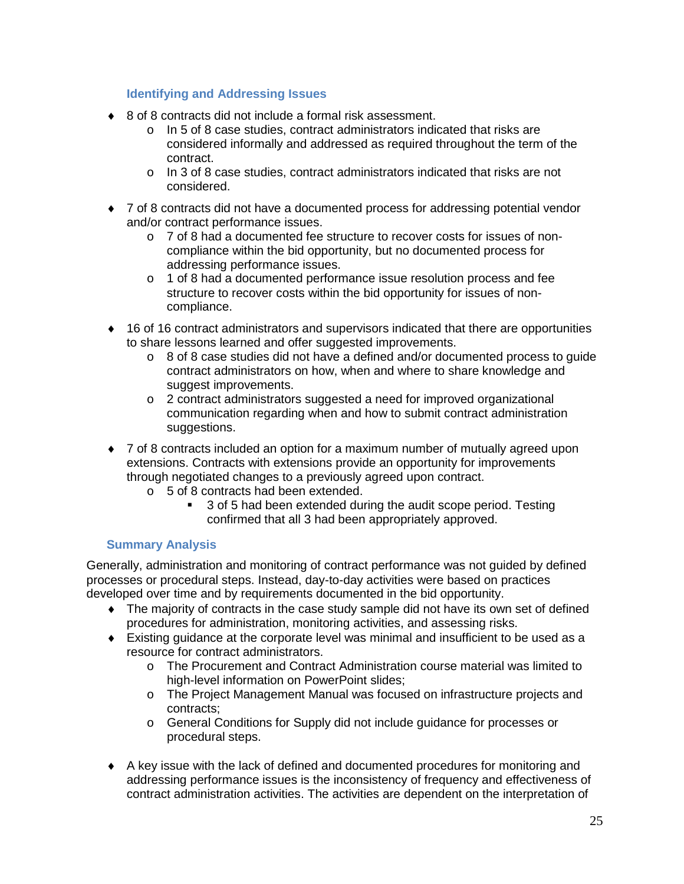### Identifying and Addressing Issues

- 8 of 8 contracts did not include a formal risk assessment.
  - In 5 of 8 case studies, contract administrators indicated that risks are considered informally and addressed as required throughout the term of the contract.
  - In 3 of 8 case studies, contract administrators indicated that risks are not considered.
- 7 of 8 contracts did not have a documented process for addressing potential vendor and/or contract performance issues.
  - 7 of 8 had a documented fee structure to recover costs for issues of non-compliance within the bid opportunity, but no documented process for addressing performance issues.
  - 1 of 8 had a documented performance issue resolution process and fee structure to recover costs within the bid opportunity for issues of non-compliance.
- 16 of 16 contract administrators and supervisors indicated that there are opportunities to share lessons learned and offer suggested improvements.
  - 8 of 8 case studies did not have a defined and/or documented process to guide contract administrators on how, when and where to share knowledge and suggest improvements.
  - 2 contract administrators suggested a need for improved organizational communication regarding when and how to submit contract administration suggestions.
- 7 of 8 contracts included an option for a maximum number of mutually agreed upon extensions. Contracts with extensions provide an opportunity for improvements through negotiated changes to a previously agreed upon contract.
  - 5 of 8 contracts had been extended.
    - 3 of 5 had been extended during the audit scope period. Testing confirmed that all 3 had been appropriately approved.

### Summary Analysis

Generally, administration and monitoring of contract performance was not guided by defined processes or procedural steps. Instead, day-to-day activities were based on practices developed over time and by requirements documented in the bid opportunity.

- The majority of contracts in the case study sample did not have its own set of defined procedures for administration, monitoring activities, and assessing risks.
- Existing guidance at the corporate level was minimal and insufficient to be used as a resource for contract administrators.
  - The Procurement and Contract Administration course material was limited to high-level information on PowerPoint slides;
  - The Project Management Manual was focused on infrastructure projects and contracts;
  - General Conditions for Supply did not include guidance for processes or procedural steps.
- A key issue with the lack of defined and documented procedures for monitoring and addressing performance issues is the inconsistency of frequency and effectiveness of contract administration activities. The activities are dependent on the interpretation of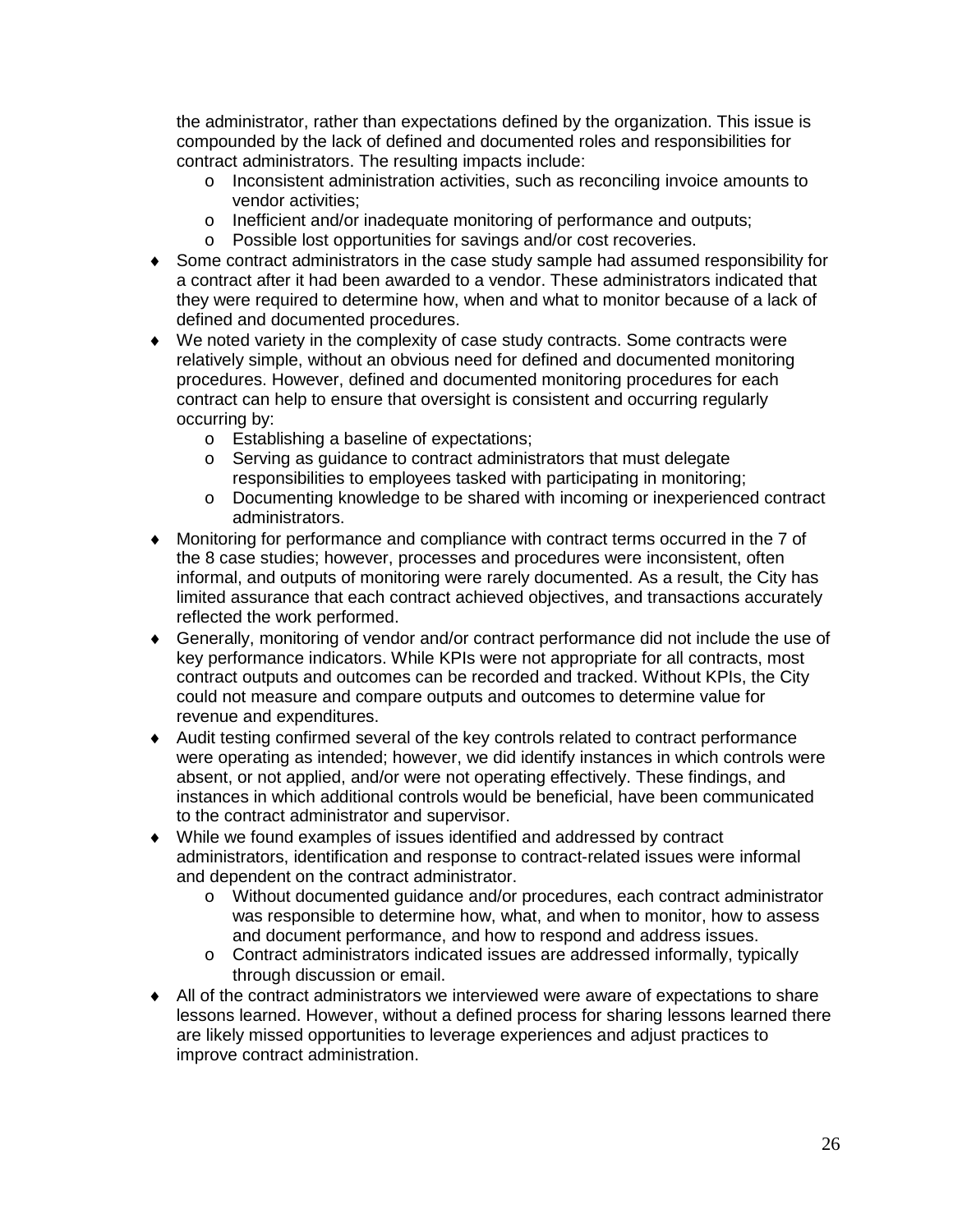the administrator, rather than expectations defined by the organization. This issue is compounded by the lack of defined and documented roles and responsibilities for contract administrators. The resulting impacts include:

  - Inconsistent administration activities, such as reconciling invoice amounts to vendor activities;
  - Inefficient and/or inadequate monitoring of performance and outputs;
  - Possible lost opportunities for savings and/or cost recoveries.

- Some contract administrators in the case study sample had assumed responsibility for a contract after it had been awarded to a vendor. These administrators indicated that they were required to determine how, when and what to monitor because of a lack of defined and documented procedures.
- We noted variety in the complexity of case study contracts. Some contracts were relatively simple, without an obvious need for defined and documented monitoring procedures. However, defined and documented monitoring procedures for each contract can help to ensure that oversight is consistent and occurring regularly occurring by:
  - Establishing a baseline of expectations;
  - Serving as guidance to contract administrators that must delegate responsibilities to employees tasked with participating in monitoring;
  - Documenting knowledge to be shared with incoming or inexperienced contract administrators.
- Monitoring for performance and compliance with contract terms occurred in the 7 of the 8 case studies; however, processes and procedures were inconsistent, often informal, and outputs of monitoring were rarely documented. As a result, the City has limited assurance that each contract achieved objectives, and transactions accurately reflected the work performed.
- Generally, monitoring of vendor and/or contract performance did not include the use of key performance indicators. While KPIs were not appropriate for all contracts, most contract outputs and outcomes can be recorded and tracked. Without KPIs, the City could not measure and compare outputs and outcomes to determine value for revenue and expenditures.
- Audit testing confirmed several of the key controls related to contract performance were operating as intended; however, we did identify instances in which controls were absent, or not applied, and/or were not operating effectively. These findings, and instances in which additional controls would be beneficial, have been communicated to the contract administrator and supervisor.
- While we found examples of issues identified and addressed by contract administrators, identification and response to contract-related issues were informal and dependent on the contract administrator.
  - Without documented guidance and/or procedures, each contract administrator was responsible to determine how, what, and when to monitor, how to assess and document performance, and how to respond and address issues.
  - Contract administrators indicated issues are addressed informally, typically through discussion or email.
- All of the contract administrators we interviewed were aware of expectations to share lessons learned. However, without a defined process for sharing lessons learned there are likely missed opportunities to leverage experiences and adjust practices to improve contract administration.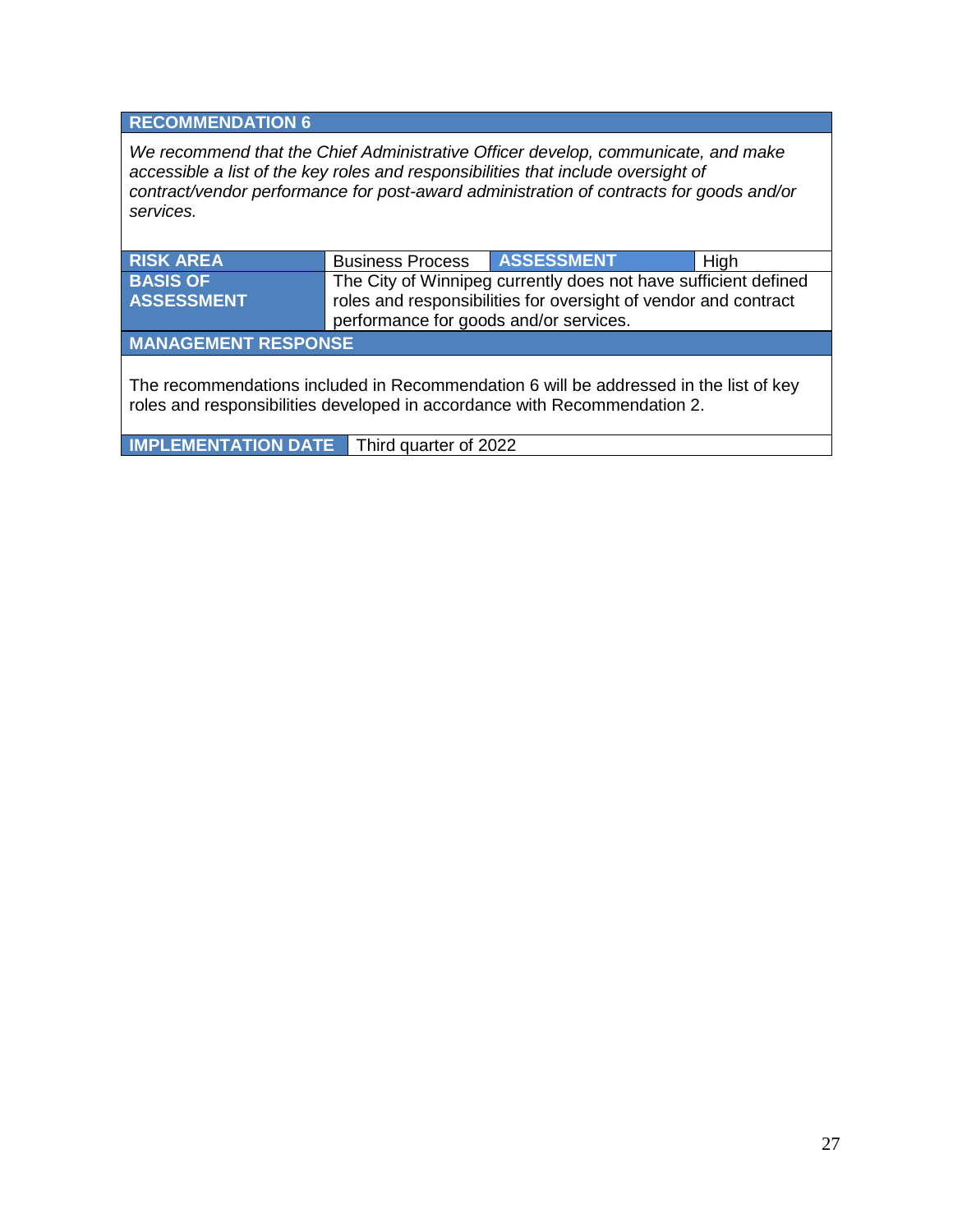| RECOMMENDATION 6 | | | |
|---|---|---|---|
| *We recommend that the Chief Administrative Officer develop, communicate, and make accessible a list of the key roles and responsibilities that include oversight of contract/vendor performance for post-award administration of contracts for goods and/or services.* | | | |
| **RISK AREA** | Business Process | **ASSESSMENT** | High |
| **BASIS OF ASSESSMENT** | The City of Winnipeg currently does not have sufficient defined roles and responsibilities for oversight of vendor and contract performance for goods and/or services. | | |
| **MANAGEMENT RESPONSE** | | | |
| The recommendations included in Recommendation 6 will be addressed in the list of key roles and responsibilities developed in accordance with Recommendation 2. | | | |
| **IMPLEMENTATION DATE** | Third quarter of 2022 | | |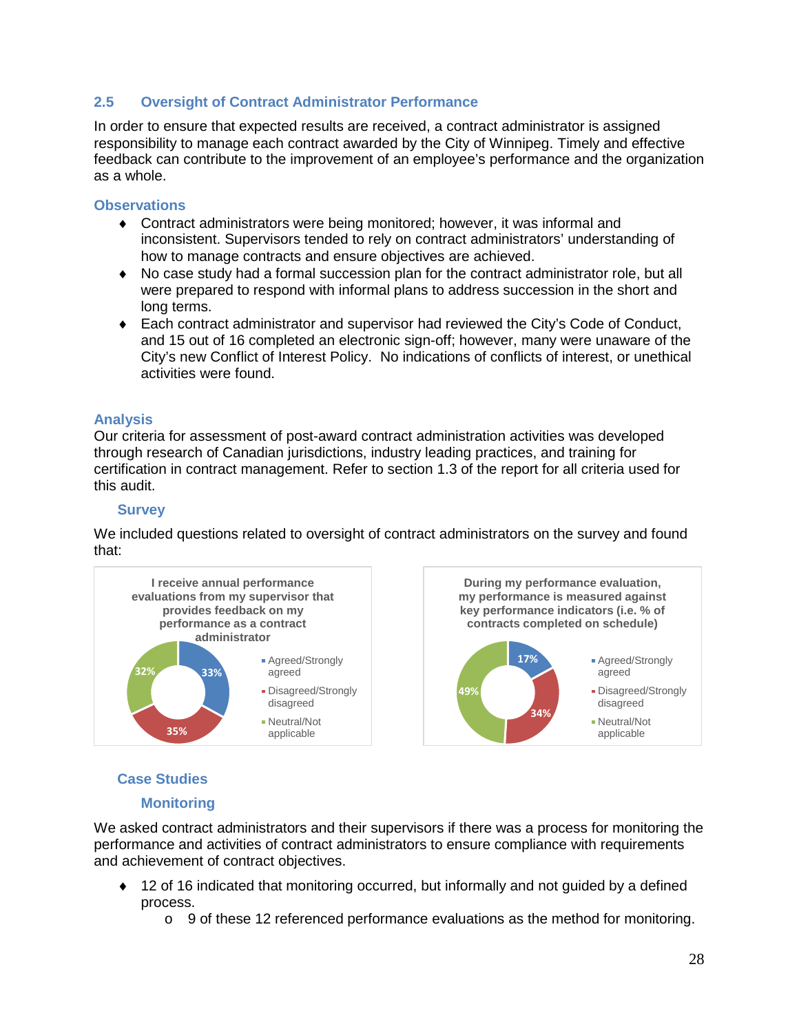## 2.5 Oversight of Contract Administrator Performance

In order to ensure that expected results are received, a contract administrator is assigned responsibility to manage each contract awarded by the City of Winnipeg. Timely and effective feedback can contribute to the improvement of an employee's performance and the organization as a whole.

### Observations

- Contract administrators were being monitored; however, it was informal and inconsistent. Supervisors tended to rely on contract administrators' understanding of how to manage contracts and ensure objectives are achieved.
- No case study had a formal succession plan for the contract administrator role, but all were prepared to respond with informal plans to address succession in the short and long terms.
- Each contract administrator and supervisor had reviewed the City's Code of Conduct, and 15 out of 16 completed an electronic sign-off; however, many were unaware of the City's new Conflict of Interest Policy. No indications of conflicts of interest, or unethical activities were found.

### Analysis

Our criteria for assessment of post-award contract administration activities was developed through research of Canadian jurisdictions, industry leading practices, and training for certification in contract management. Refer to section 1.3 of the report for all criteria used for this audit.

#### Survey

We included questions related to oversight of contract administrators on the survey and found that:

**I receive annual performance evaluations from my supervisor that provides feedback on my performance as a contract administrator**

| Response | Percentage |
| --- | --- |
| Agreed/Strongly agreed | 33% |
| Disagreed/Strongly disagreed | 35% |
| Neutral/Not applicable | 32% |

**During my performance evaluation, my performance is measured against key performance indicators (i.e. % of contracts completed on schedule)**

| Response | Percentage |
| --- | --- |
| Agreed/Strongly agreed | 17% |
| Disagreed/Strongly disagreed | 34% |
| Neutral/Not applicable | 49% |

#### Case Studies

##### Monitoring

We asked contract administrators and their supervisors if there was a process for monitoring the performance and activities of contract administrators to ensure compliance with requirements and achievement of contract objectives.

- 12 of 16 indicated that monitoring occurred, but informally and not guided by a defined process.
    - 9 of these 12 referenced performance evaluations as the method for monitoring.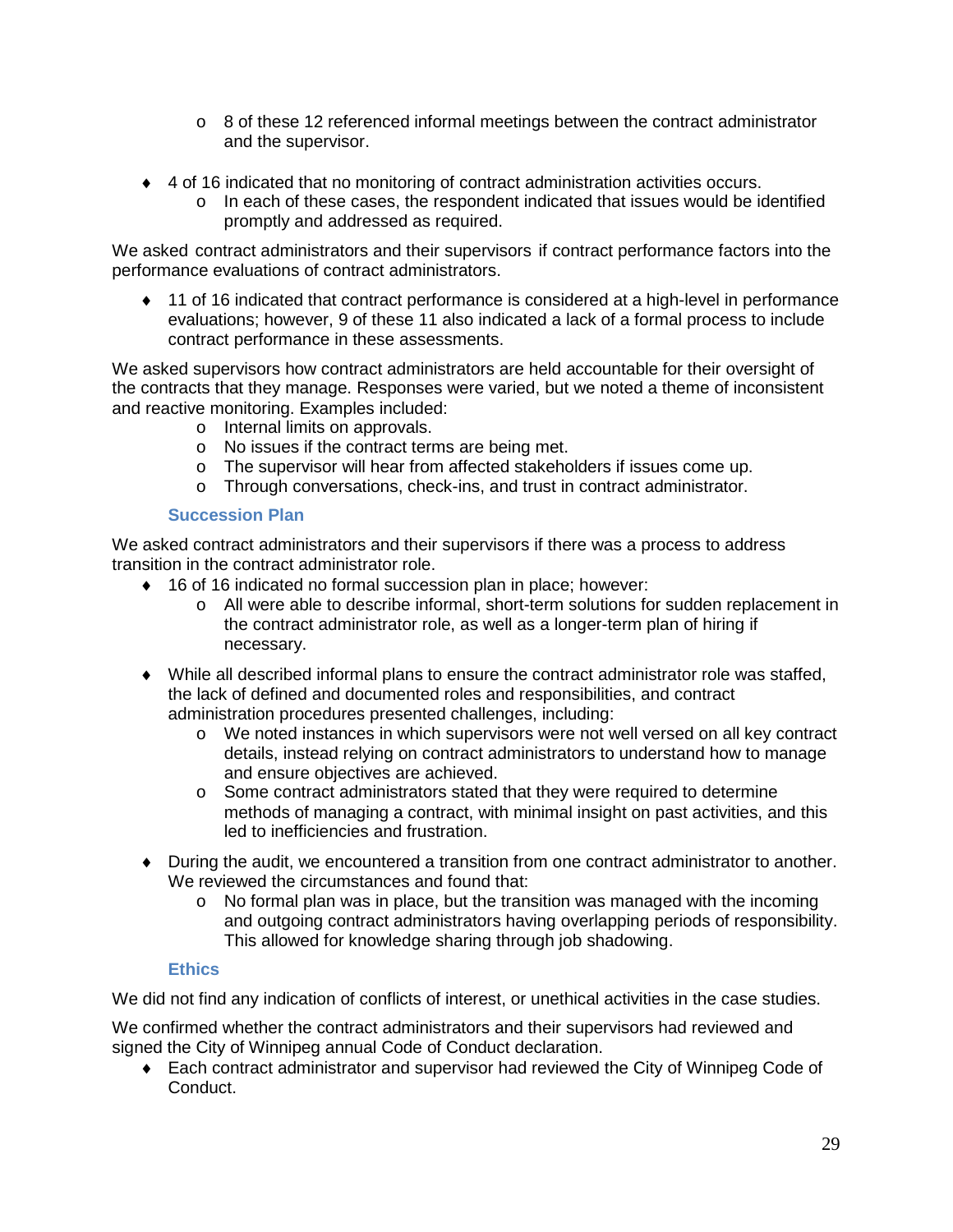- 8 of these 12 referenced informal meetings between the contract administrator and the supervisor.

- 4 of 16 indicated that no monitoring of contract administration activities occurs.
  - In each of these cases, the respondent indicated that issues would be identified promptly and addressed as required.

We asked contract administrators and their supervisors if contract performance factors into the performance evaluations of contract administrators.

- 11 of 16 indicated that contract performance is considered at a high-level in performance evaluations; however, 9 of these 11 also indicated a lack of a formal process to include contract performance in these assessments.

We asked supervisors how contract administrators are held accountable for their oversight of the contracts that they manage. Responses were varied, but we noted a theme of inconsistent and reactive monitoring. Examples included:

  - Internal limits on approvals.
  - No issues if the contract terms are being met.
  - The supervisor will hear from affected stakeholders if issues come up.
  - Through conversations, check-ins, and trust in contract administrator.

### Succession Plan

We asked contract administrators and their supervisors if there was a process to address transition in the contract administrator role.

- 16 of 16 indicated no formal succession plan in place; however:
  - All were able to describe informal, short-term solutions for sudden replacement in the contract administrator role, as well as a longer-term plan of hiring if necessary.

- While all described informal plans to ensure the contract administrator role was staffed, the lack of defined and documented roles and responsibilities, and contract administration procedures presented challenges, including:
  - We noted instances in which supervisors were not well versed on all key contract details, instead relying on contract administrators to understand how to manage and ensure objectives are achieved.
  - Some contract administrators stated that they were required to determine methods of managing a contract, with minimal insight on past activities, and this led to inefficiencies and frustration.

- During the audit, we encountered a transition from one contract administrator to another. We reviewed the circumstances and found that:
  - No formal plan was in place, but the transition was managed with the incoming and outgoing contract administrators having overlapping periods of responsibility. This allowed for knowledge sharing through job shadowing.

### Ethics

We did not find any indication of conflicts of interest, or unethical activities in the case studies.

We confirmed whether the contract administrators and their supervisors had reviewed and signed the City of Winnipeg annual Code of Conduct declaration.

- Each contract administrator and supervisor had reviewed the City of Winnipeg Code of Conduct.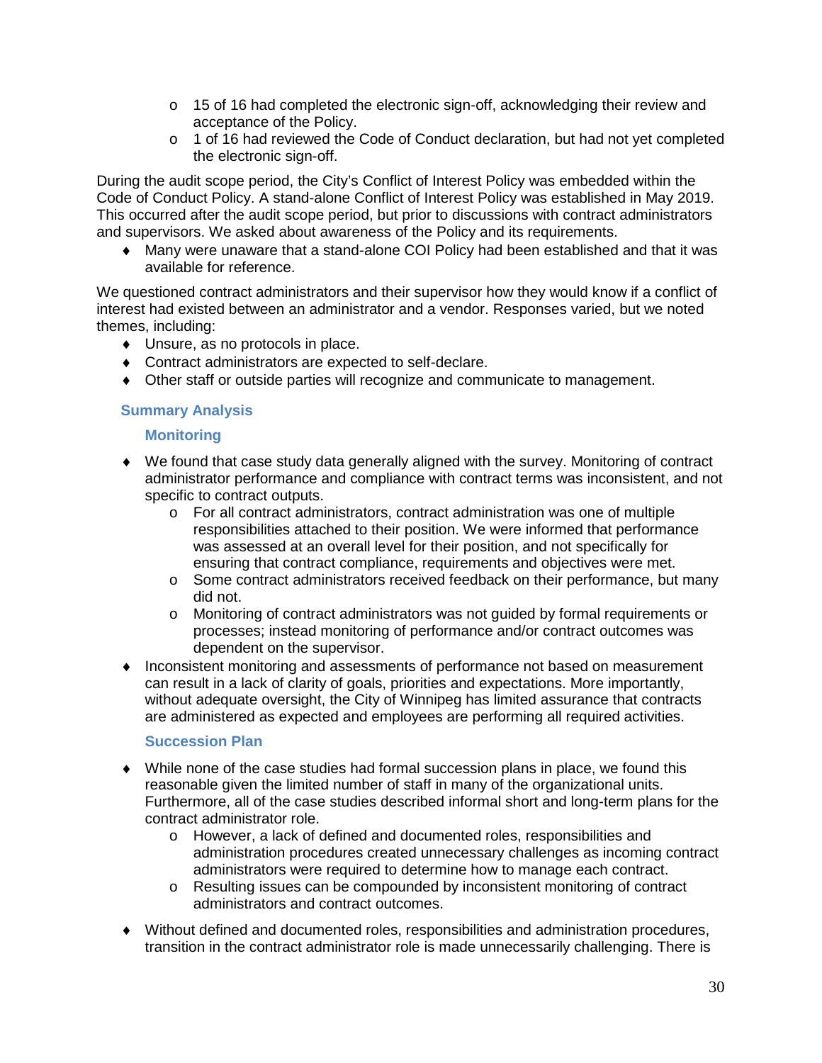- 15 of 16 had completed the electronic sign-off, acknowledging their review and acceptance of the Policy.
  - 1 of 16 had reviewed the Code of Conduct declaration, but had not yet completed the electronic sign-off.

During the audit scope period, the City's Conflict of Interest Policy was embedded within the Code of Conduct Policy. A stand-alone Conflict of Interest Policy was established in May 2019. This occurred after the audit scope period, but prior to discussions with contract administrators and supervisors. We asked about awareness of the Policy and its requirements.

- Many were unaware that a stand-alone COI Policy had been established and that it was available for reference.

We questioned contract administrators and their supervisor how they would know if a conflict of interest had existed between an administrator and a vendor. Responses varied, but we noted themes, including:

- Unsure, as no protocols in place.
- Contract administrators are expected to self-declare.
- Other staff or outside parties will recognize and communicate to management.

### Summary Analysis

#### Monitoring

- We found that case study data generally aligned with the survey. Monitoring of contract administrator performance and compliance with contract terms was inconsistent, and not specific to contract outputs.
  - For all contract administrators, contract administration was one of multiple responsibilities attached to their position. We were informed that performance was assessed at an overall level for their position, and not specifically for ensuring that contract compliance, requirements and objectives were met.
  - Some contract administrators received feedback on their performance, but many did not.
  - Monitoring of contract administrators was not guided by formal requirements or processes; instead monitoring of performance and/or contract outcomes was dependent on the supervisor.
- Inconsistent monitoring and assessments of performance not based on measurement can result in a lack of clarity of goals, priorities and expectations. More importantly, without adequate oversight, the City of Winnipeg has limited assurance that contracts are administered as expected and employees are performing all required activities.

#### Succession Plan

- While none of the case studies had formal succession plans in place, we found this reasonable given the limited number of staff in many of the organizational units. Furthermore, all of the case studies described informal short and long-term plans for the contract administrator role.
  - However, a lack of defined and documented roles, responsibilities and administration procedures created unnecessary challenges as incoming contract administrators were required to determine how to manage each contract.
  - Resulting issues can be compounded by inconsistent monitoring of contract administrators and contract outcomes.

- Without defined and documented roles, responsibilities and administration procedures, transition in the contract administrator role is made unnecessarily challenging. There is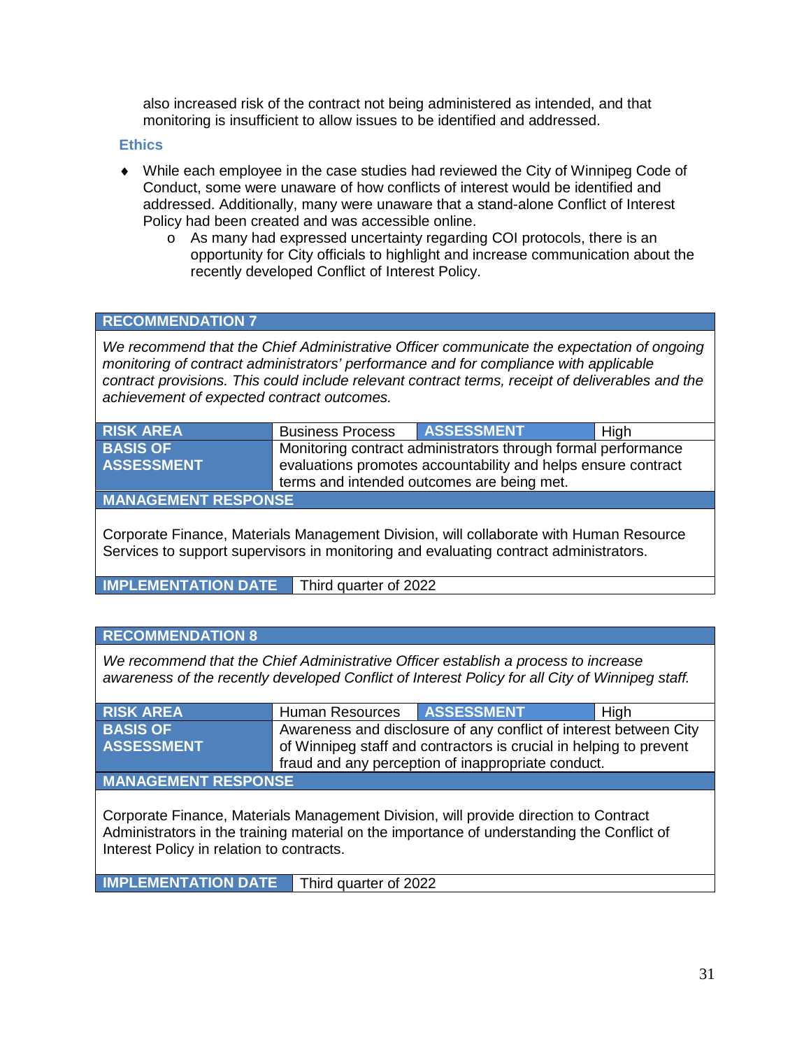also increased risk of the contract not being administered as intended, and that monitoring is insufficient to allow issues to be identified and addressed.

### Ethics

- While each employee in the case studies had reviewed the City of Winnipeg Code of Conduct, some were unaware of how conflicts of interest would be identified and addressed. Additionally, many were unaware that a stand-alone Conflict of Interest Policy had been created and was accessible online.
  - As many had expressed uncertainty regarding COI protocols, there is an opportunity for City officials to highlight and increase communication about the recently developed Conflict of Interest Policy.

| **RECOMMENDATION 7** | | | |
|---|---|---|---|
| *We recommend that the Chief Administrative Officer communicate the expectation of ongoing monitoring of contract administrators' performance and for compliance with applicable contract provisions. This could include relevant contract terms, receipt of deliverables and the achievement of expected contract outcomes.* | | | |
| **RISK AREA** | Business Process | **ASSESSMENT** | High |
| **BASIS OF ASSESSMENT** | Monitoring contract administrators through formal performance evaluations promotes accountability and helps ensure contract terms and intended outcomes are being met. | | |
| **MANAGEMENT RESPONSE** | | | |
| Corporate Finance, Materials Management Division, will collaborate with Human Resource Services to support supervisors in monitoring and evaluating contract administrators. | | | |
| **IMPLEMENTATION DATE** | Third quarter of 2022 | | |

| **RECOMMENDATION 8** | | | |
|---|---|---|---|
| *We recommend that the Chief Administrative Officer establish a process to increase awareness of the recently developed Conflict of Interest Policy for all City of Winnipeg staff.* | | | |
| **RISK AREA** | Human Resources | **ASSESSMENT** | High |
| **BASIS OF ASSESSMENT** | Awareness and disclosure of any conflict of interest between City of Winnipeg staff and contractors is crucial in helping to prevent fraud and any perception of inappropriate conduct. | | |
| **MANAGEMENT RESPONSE** | | | |
| Corporate Finance, Materials Management Division, will provide direction to Contract Administrators in the training material on the importance of understanding the Conflict of Interest Policy in relation to contracts. | | | |
| **IMPLEMENTATION DATE** | Third quarter of 2022 | | |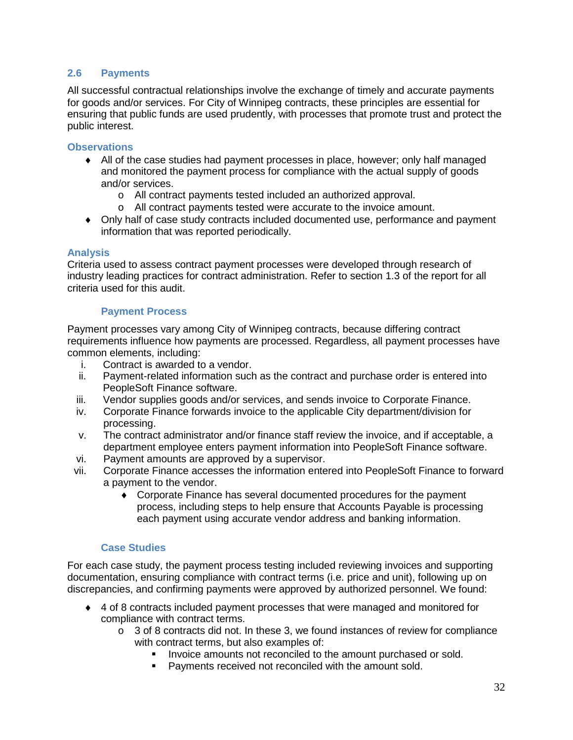## 2.6 Payments

All successful contractual relationships involve the exchange of timely and accurate payments for goods and/or services. For City of Winnipeg contracts, these principles are essential for ensuring that public funds are used prudently, with processes that promote trust and protect the public interest.

### Observations

- All of the case studies had payment processes in place, however; only half managed and monitored the payment process for compliance with the actual supply of goods and/or services.
  - All contract payments tested included an authorized approval.
  - All contract payments tested were accurate to the invoice amount.
- Only half of case study contracts included documented use, performance and payment information that was reported periodically.

### Analysis

Criteria used to assess contract payment processes were developed through research of industry leading practices for contract administration. Refer to section 1.3 of the report for all criteria used for this audit.

#### Payment Process

Payment processes vary among City of Winnipeg contracts, because differing contract requirements influence how payments are processed. Regardless, all payment processes have common elements, including:

i. Contract is awarded to a vendor.
ii. Payment-related information such as the contract and purchase order is entered into PeopleSoft Finance software.
iii. Vendor supplies goods and/or services, and sends invoice to Corporate Finance.
iv. Corporate Finance forwards invoice to the applicable City department/division for processing.
v. The contract administrator and/or finance staff review the invoice, and if acceptable, a department employee enters payment information into PeopleSoft Finance software.
vi. Payment amounts are approved by a supervisor.
vii. Corporate Finance accesses the information entered into PeopleSoft Finance to forward a payment to the vendor.
   - Corporate Finance has several documented procedures for the payment process, including steps to help ensure that Accounts Payable is processing each payment using accurate vendor address and banking information.

#### Case Studies

For each case study, the payment process testing included reviewing invoices and supporting documentation, ensuring compliance with contract terms (i.e. price and unit), following up on discrepancies, and confirming payments were approved by authorized personnel. We found:

- 4 of 8 contracts included payment processes that were managed and monitored for compliance with contract terms.
  - 3 of 8 contracts did not. In these 3, we found instances of review for compliance with contract terms, but also examples of:
    - Invoice amounts not reconciled to the amount purchased or sold.
    - Payments received not reconciled with the amount sold.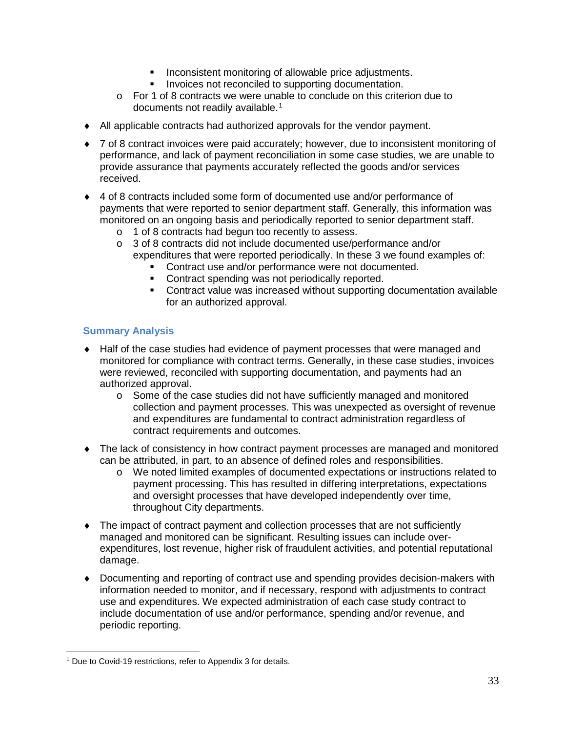- Inconsistent monitoring of allowable price adjustments.
        - Invoices not reconciled to supporting documentation.
    - For 1 of 8 contracts we were unable to conclude on this criterion due to documents not readily available.[1]

- All applicable contracts had authorized approvals for the vendor payment.

- 7 of 8 contract invoices were paid accurately; however, due to inconsistent monitoring of performance, and lack of payment reconciliation in some case studies, we are unable to provide assurance that payments accurately reflected the goods and/or services received.

- 4 of 8 contracts included some form of documented use and/or performance of payments that were reported to senior department staff. Generally, this information was monitored on an ongoing basis and periodically reported to senior department staff.
    - 1 of 8 contracts had begun too recently to assess.
    - 3 of 8 contracts did not include documented use/performance and/or expenditures that were reported periodically. In these 3 we found examples of:
        - Contract use and/or performance were not documented.
        - Contract spending was not periodically reported.
        - Contract value was increased without supporting documentation available for an authorized approval.

### Summary Analysis

- Half of the case studies had evidence of payment processes that were managed and monitored for compliance with contract terms. Generally, in these case studies, invoices were reviewed, reconciled with supporting documentation, and payments had an authorized approval.
    - Some of the case studies did not have sufficiently managed and monitored collection and payment processes. This was unexpected as oversight of revenue and expenditures are fundamental to contract administration regardless of contract requirements and outcomes.

- The lack of consistency in how contract payment processes are managed and monitored can be attributed, in part, to an absence of defined roles and responsibilities.
    - We noted limited examples of documented expectations or instructions related to payment processing. This has resulted in differing interpretations, expectations and oversight processes that have developed independently over time, throughout City departments.

- The impact of contract payment and collection processes that are not sufficiently managed and monitored can be significant. Resulting issues can include over-expenditures, lost revenue, higher risk of fraudulent activities, and potential reputational damage.

- Documenting and reporting of contract use and spending provides decision-makers with information needed to monitor, and if necessary, respond with adjustments to contract use and expenditures. We expected administration of each case study contract to include documentation of use and/or performance, spending and/or revenue, and periodic reporting.

---

[1] Due to Covid-19 restrictions, refer to Appendix 3 for details.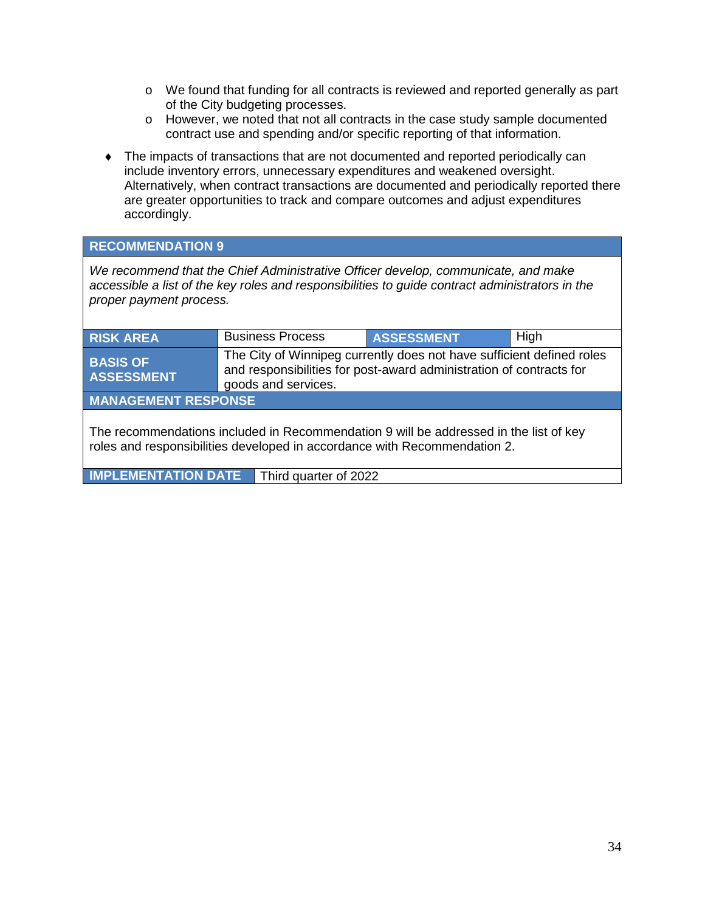- We found that funding for all contracts is reviewed and reported generally as part of the City budgeting processes.
  - However, we noted that not all contracts in the case study sample documented contract use and spending and/or specific reporting of that information.

- The impacts of transactions that are not documented and reported periodically can include inventory errors, unnecessary expenditures and weakened oversight. Alternatively, when contract transactions are documented and periodically reported there are greater opportunities to track and compare outcomes and adjust expenditures accordingly.

| **RECOMMENDATION 9** | | | |
|---|---|---|---|
| *We recommend that the Chief Administrative Officer develop, communicate, and make accessible a list of the key roles and responsibilities to guide contract administrators in the proper payment process.* | | | |
| **RISK AREA** | Business Process | **ASSESSMENT** | High |
| **BASIS OF ASSESSMENT** | The City of Winnipeg currently does not have sufficient defined roles and responsibilities for post-award administration of contracts for goods and services. | | |
| **MANAGEMENT RESPONSE** | | | |
| The recommendations included in Recommendation 9 will be addressed in the list of key roles and responsibilities developed in accordance with Recommendation 2. | | | |
| **IMPLEMENTATION DATE** | Third quarter of 2022 | | |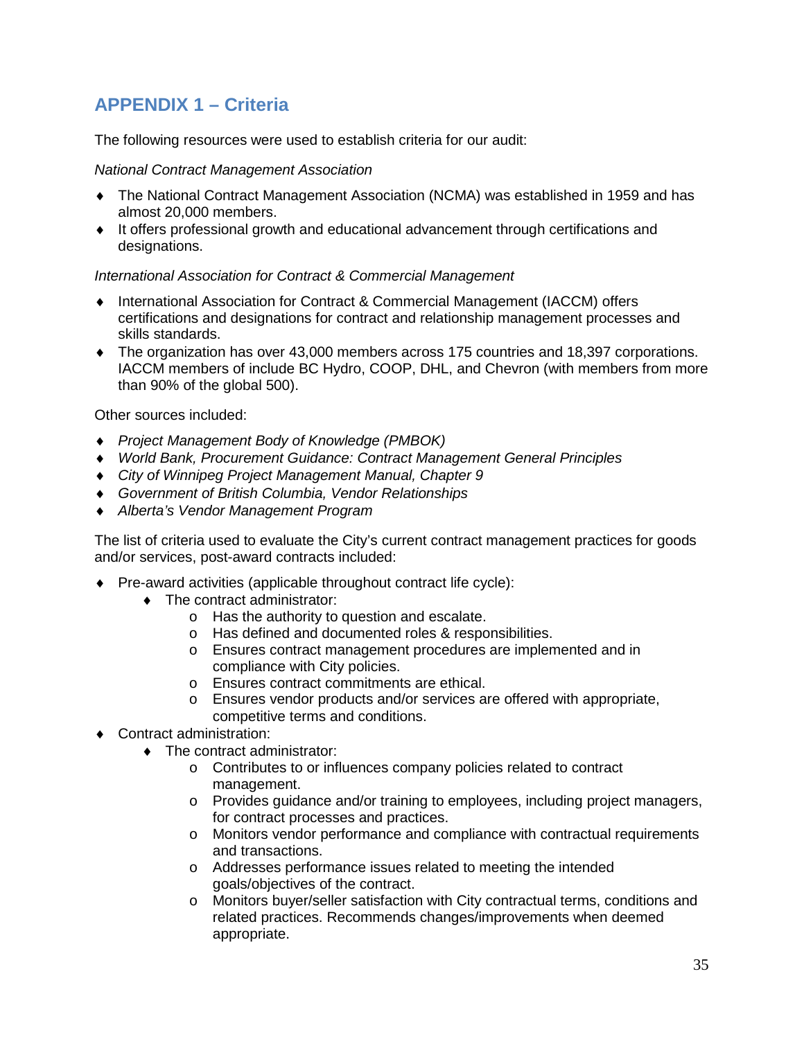## APPENDIX 1 – Criteria

The following resources were used to establish criteria for our audit:

*National Contract Management Association*

- The National Contract Management Association (NCMA) was established in 1959 and has almost 20,000 members.
- It offers professional growth and educational advancement through certifications and designations.

*International Association for Contract & Commercial Management*

- International Association for Contract & Commercial Management (IACCM) offers certifications and designations for contract and relationship management processes and skills standards.
- The organization has over 43,000 members across 175 countries and 18,397 corporations. IACCM members of include BC Hydro, COOP, DHL, and Chevron (with members from more than 90% of the global 500).

Other sources included:

- *Project Management Body of Knowledge (PMBOK)*
- *World Bank, Procurement Guidance: Contract Management General Principles*
- *City of Winnipeg Project Management Manual, Chapter 9*
- *Government of British Columbia, Vendor Relationships*
- *Alberta's Vendor Management Program*

The list of criteria used to evaluate the City's current contract management practices for goods and/or services, post-award contracts included:

- Pre-award activities (applicable throughout contract life cycle):
  - The contract administrator:
    - Has the authority to question and escalate.
    - Has defined and documented roles & responsibilities.
    - Ensures contract management procedures are implemented and in compliance with City policies.
    - Ensures contract commitments are ethical.
    - Ensures vendor products and/or services are offered with appropriate, competitive terms and conditions.
- Contract administration:
  - The contract administrator:
    - Contributes to or influences company policies related to contract management.
    - Provides guidance and/or training to employees, including project managers, for contract processes and practices.
    - Monitors vendor performance and compliance with contractual requirements and transactions.
    - Addresses performance issues related to meeting the intended goals/objectives of the contract.
    - Monitors buyer/seller satisfaction with City contractual terms, conditions and related practices. Recommends changes/improvements when deemed appropriate.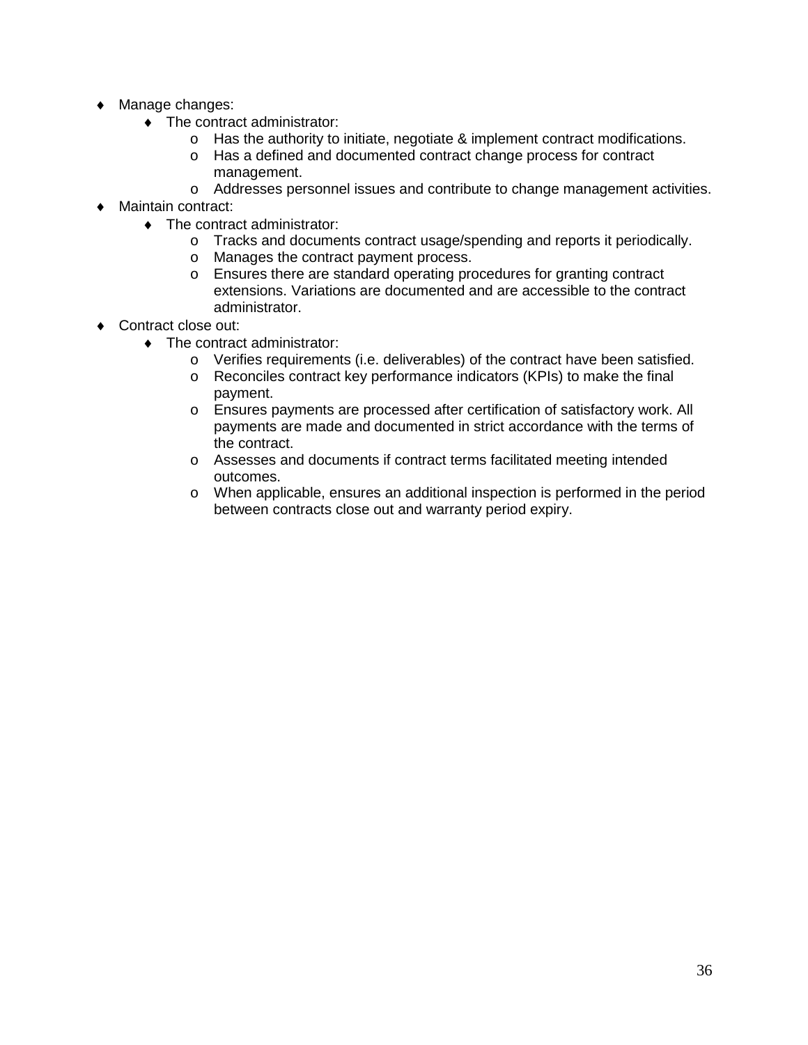- Manage changes:
  - The contract administrator:
    - Has the authority to initiate, negotiate & implement contract modifications.
    - Has a defined and documented contract change process for contract management.
    - Addresses personnel issues and contribute to change management activities.
- Maintain contract:
  - The contract administrator:
    - Tracks and documents contract usage/spending and reports it periodically.
    - Manages the contract payment process.
    - Ensures there are standard operating procedures for granting contract extensions. Variations are documented and are accessible to the contract administrator.
- Contract close out:
  - The contract administrator:
    - Verifies requirements (i.e. deliverables) of the contract have been satisfied.
    - Reconciles contract key performance indicators (KPIs) to make the final payment.
    - Ensures payments are processed after certification of satisfactory work. All payments are made and documented in strict accordance with the terms of the contract.
    - Assesses and documents if contract terms facilitated meeting intended outcomes.
    - When applicable, ensures an additional inspection is performed in the period between contracts close out and warranty period expiry.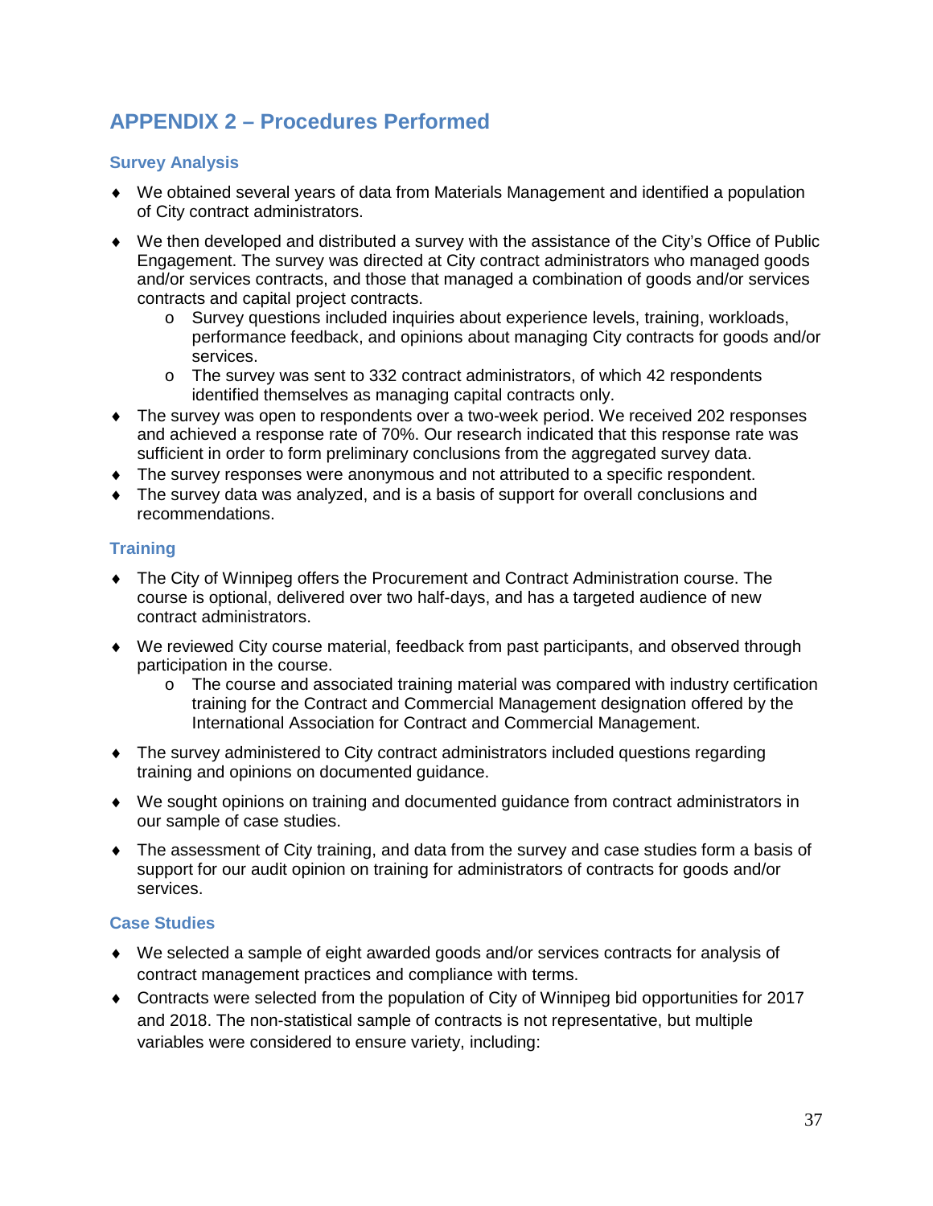## APPENDIX 2 – Procedures Performed

### Survey Analysis

- We obtained several years of data from Materials Management and identified a population of City contract administrators.
- We then developed and distributed a survey with the assistance of the City's Office of Public Engagement. The survey was directed at City contract administrators who managed goods and/or services contracts, and those that managed a combination of goods and/or services contracts and capital project contracts.
  - Survey questions included inquiries about experience levels, training, workloads, performance feedback, and opinions about managing City contracts for goods and/or services.
  - The survey was sent to 332 contract administrators, of which 42 respondents identified themselves as managing capital contracts only.
- The survey was open to respondents over a two-week period. We received 202 responses and achieved a response rate of 70%. Our research indicated that this response rate was sufficient in order to form preliminary conclusions from the aggregated survey data.
- The survey responses were anonymous and not attributed to a specific respondent.
- The survey data was analyzed, and is a basis of support for overall conclusions and recommendations.

### Training

- The City of Winnipeg offers the Procurement and Contract Administration course. The course is optional, delivered over two half-days, and has a targeted audience of new contract administrators.
- We reviewed City course material, feedback from past participants, and observed through participation in the course.
  - The course and associated training material was compared with industry certification training for the Contract and Commercial Management designation offered by the International Association for Contract and Commercial Management.
- The survey administered to City contract administrators included questions regarding training and opinions on documented guidance.
- We sought opinions on training and documented guidance from contract administrators in our sample of case studies.
- The assessment of City training, and data from the survey and case studies form a basis of support for our audit opinion on training for administrators of contracts for goods and/or services.

### Case Studies

- We selected a sample of eight awarded goods and/or services contracts for analysis of contract management practices and compliance with terms.
- Contracts were selected from the population of City of Winnipeg bid opportunities for 2017 and 2018. The non-statistical sample of contracts is not representative, but multiple variables were considered to ensure variety, including: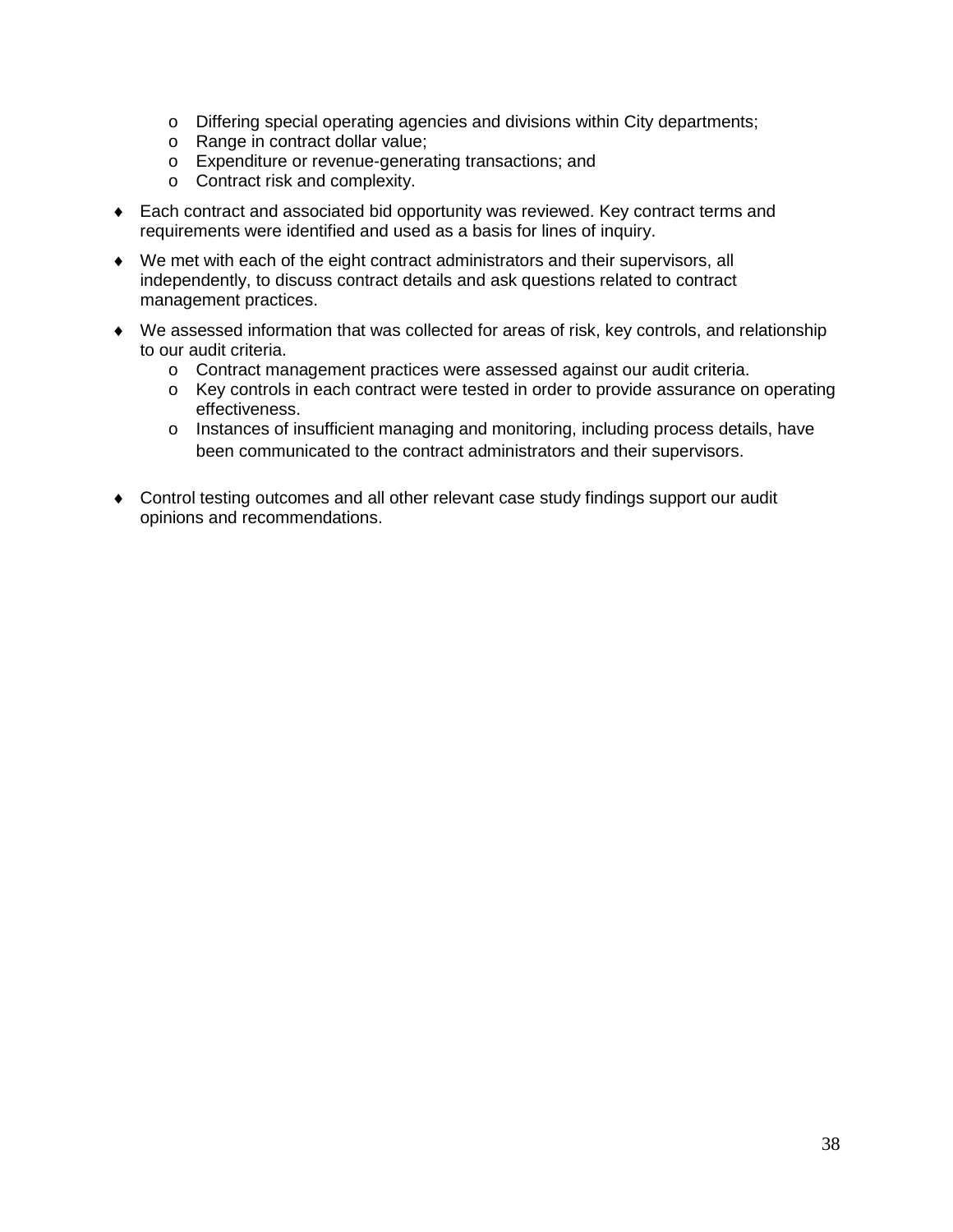- Differing special operating agencies and divisions within City departments;
  - Range in contract dollar value;
  - Expenditure or revenue-generating transactions; and
  - Contract risk and complexity.

- Each contract and associated bid opportunity was reviewed. Key contract terms and requirements were identified and used as a basis for lines of inquiry.

- We met with each of the eight contract administrators and their supervisors, all independently, to discuss contract details and ask questions related to contract management practices.

- We assessed information that was collected for areas of risk, key controls, and relationship to our audit criteria.
  - Contract management practices were assessed against our audit criteria.
  - Key controls in each contract were tested in order to provide assurance on operating effectiveness.
  - Instances of insufficient managing and monitoring, including process details, have been communicated to the contract administrators and their supervisors.

- Control testing outcomes and all other relevant case study findings support our audit opinions and recommendations.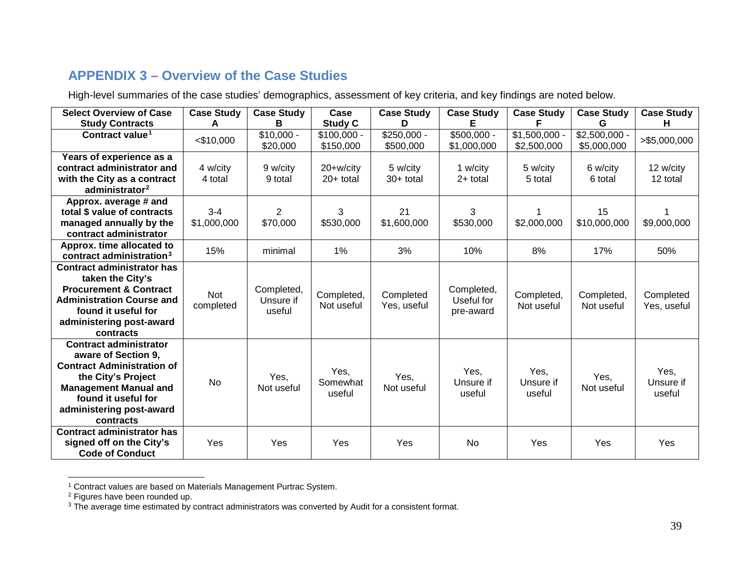## APPENDIX 3 – Overview of the Case Studies

High-level summaries of the case studies' demographics, assessment of key criteria, and key findings are noted below.

| Select Overview of Case Study Contracts | Case Study A | Case Study B | Case Study C | Case Study D | Case Study E | Case Study F | Case Study G | Case Study H |
|---|---|---|---|---|---|---|---|---|
| Contract value[1] | <$10,000 | $10,000 - $20,000 | $100,000 - $150,000 | $250,000 - $500,000 | $500,000 - $1,000,000 | $1,500,000 - $2,500,000 | $2,500,000 - $5,000,000 | >$5,000,000 |
| Years of experience as a contract administrator and with the City as a contract administrator[2] | 4 w/city 4 total | 9 w/city 9 total | 20+w/city 20+ total | 5 w/city 30+ total | 1 w/city 2+ total | 5 w/city 5 total | 6 w/city 6 total | 12 w/city 12 total |
| Approx. average # and total $ value of contracts managed annually by the contract administrator | 3-4 $1,000,000 | 2 $70,000 | 3 $530,000 | 21 $1,600,000 | 3 $530,000 | 1 $2,000,000 | 15 $10,000,000 | 1 $9,000,000 |
| Approx. time allocated to contract administration[3] | 15% | minimal | 1% | 3% | 10% | 8% | 17% | 50% |
| Contract administrator has taken the City's Procurement & Contract Administration Course and found it useful for administering post-award contracts | Not completed | Completed, Unsure if useful | Completed, Not useful | Completed Yes, useful | Completed, Useful for pre-award | Completed, Not useful | Completed, Not useful | Completed Yes, useful |
| Contract administrator aware of Section 9, Contract Administration of the City's Project Management Manual and found it useful for administering post-award contracts | No | Yes, Not useful | Yes, Somewhat useful | Yes, Not useful | Yes, Unsure if useful | Yes, Unsure if useful | Yes, Not useful | Yes, Unsure if useful |
| Contract administrator has signed off on the City's Code of Conduct | Yes | Yes | Yes | Yes | No | Yes | Yes | Yes |

[1] Contract values are based on Materials Management Purtrac System.

[2] Figures have been rounded up.

[3] The average time estimated by contract administrators was converted by Audit for a consistent format.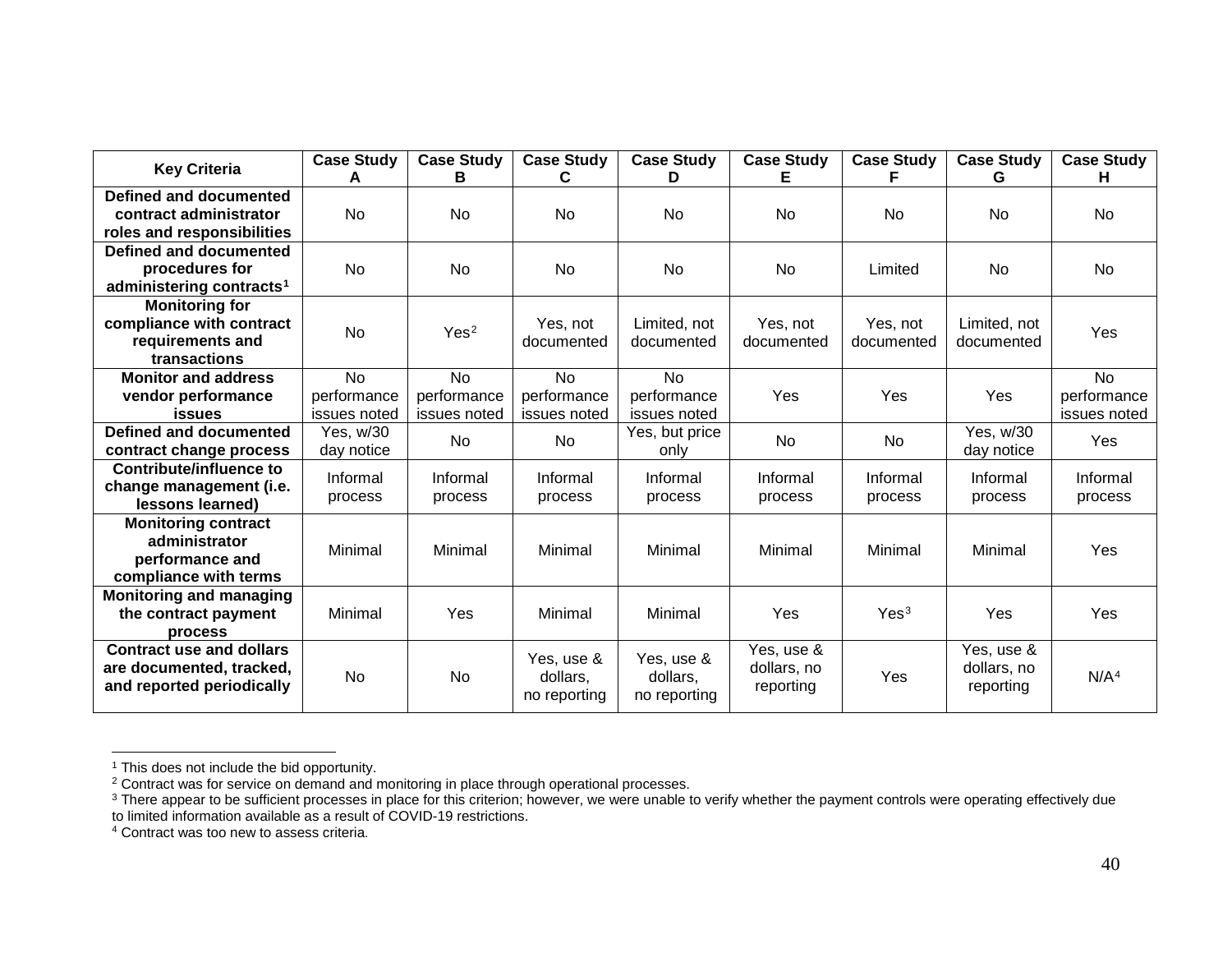| Key Criteria | Case Study A | Case Study B | Case Study C | Case Study D | Case Study E | Case Study F | Case Study G | Case Study H |
|---|---|---|---|---|---|---|---|---|
| **Defined and documented contract administrator roles and responsibilities** | No | No | No | No | No | No | No | No |
| **Defined and documented procedures for administering contracts[1]** | No | No | No | No | No | Limited | No | No |
| **Monitoring for compliance with contract requirements and transactions** | No | Yes[2] | Yes, not documented | Limited, not documented | Yes, not documented | Yes, not documented | Limited, not documented | Yes |
| **Monitor and address vendor performance issues** | No performance issues noted | No performance issues noted | No performance issues noted | No performance issues noted | Yes | Yes | Yes | No performance issues noted |
| **Defined and documented contract change process** | Yes, w/30 day notice | No | No | Yes, but price only | No | No | Yes, w/30 day notice | Yes |
| **Contribute/influence to change management (i.e. lessons learned)** | Informal process | Informal process | Informal process | Informal process | Informal process | Informal process | Informal process | Informal process |
| **Monitoring contract administrator performance and compliance with terms** | Minimal | Minimal | Minimal | Minimal | Minimal | Minimal | Minimal | Yes |
| **Monitoring and managing the contract payment process** | Minimal | Yes | Minimal | Minimal | Yes | Yes[3] | Yes | Yes |
| **Contract use and dollars are documented, tracked, and reported periodically** | No | No | Yes, use & dollars, no reporting | Yes, use & dollars, no reporting | Yes, use & dollars, no reporting | Yes | Yes, use & dollars, no reporting | N/A[4] |

[1] This does not include the bid opportunity.

[2] Contract was for service on demand and monitoring in place through operational processes.

[3] There appear to be sufficient processes in place for this criterion; however, we were unable to verify whether the payment controls were operating effectively due to limited information available as a result of COVID-19 restrictions.

[4] Contract was too new to assess criteria.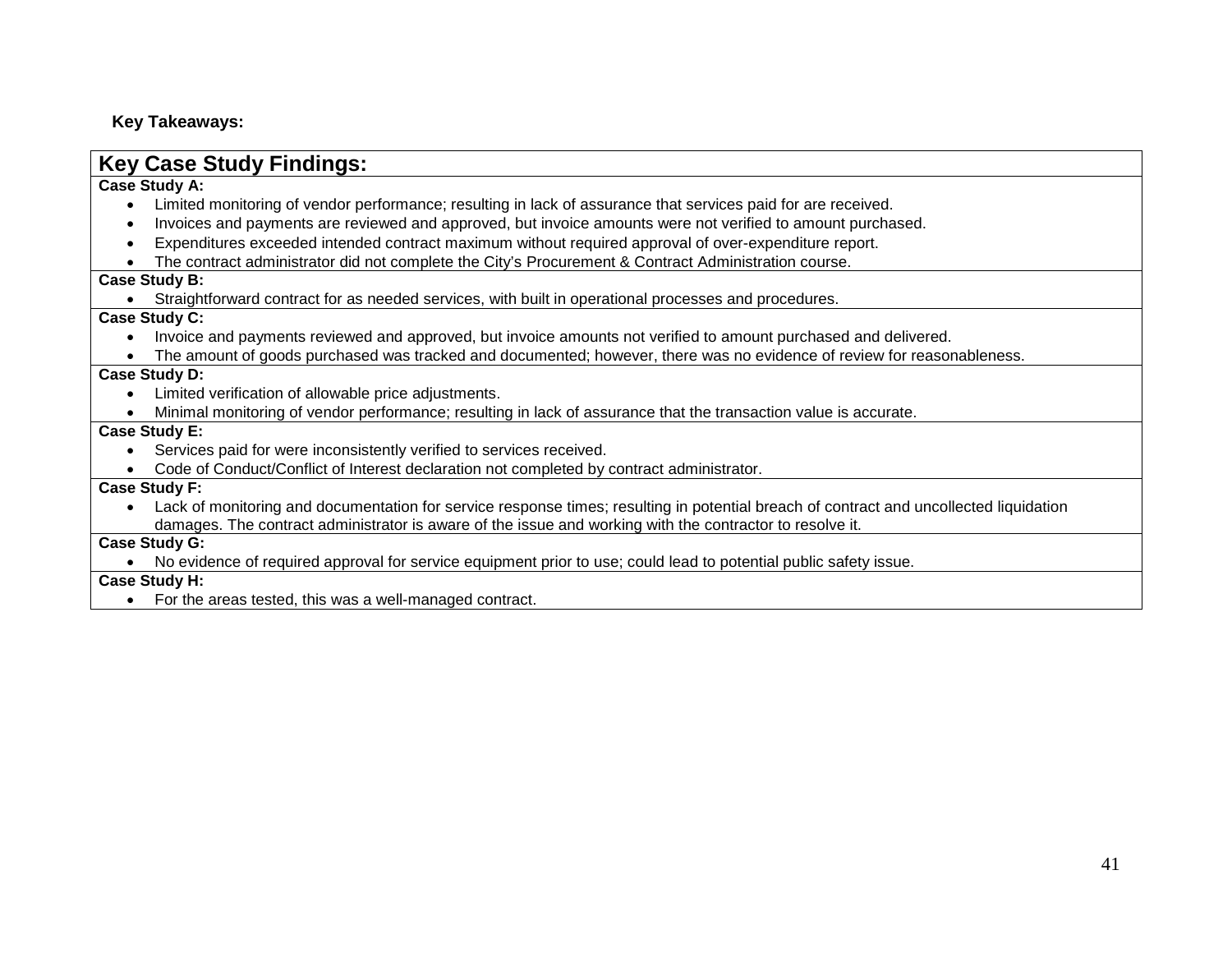**Key Takeaways:**

## Key Case Study Findings:

**Case Study A:**

- Limited monitoring of vendor performance; resulting in lack of assurance that services paid for are received.
- Invoices and payments are reviewed and approved, but invoice amounts were not verified to amount purchased.
- Expenditures exceeded intended contract maximum without required approval of over-expenditure report.
- The contract administrator did not complete the City's Procurement & Contract Administration course.

**Case Study B:**

- Straightforward contract for as needed services, with built in operational processes and procedures.

**Case Study C:**

- Invoice and payments reviewed and approved, but invoice amounts not verified to amount purchased and delivered.
- The amount of goods purchased was tracked and documented; however, there was no evidence of review for reasonableness.

**Case Study D:**

- Limited verification of allowable price adjustments.
- Minimal monitoring of vendor performance; resulting in lack of assurance that the transaction value is accurate.

**Case Study E:**

- Services paid for were inconsistently verified to services received.
- Code of Conduct/Conflict of Interest declaration not completed by contract administrator.

**Case Study F:**

- Lack of monitoring and documentation for service response times; resulting in potential breach of contract and uncollected liquidation damages. The contract administrator is aware of the issue and working with the contractor to resolve it.

**Case Study G:**

- No evidence of required approval for service equipment prior to use; could lead to potential public safety issue.

**Case Study H:**

- For the areas tested, this was a well-managed contract.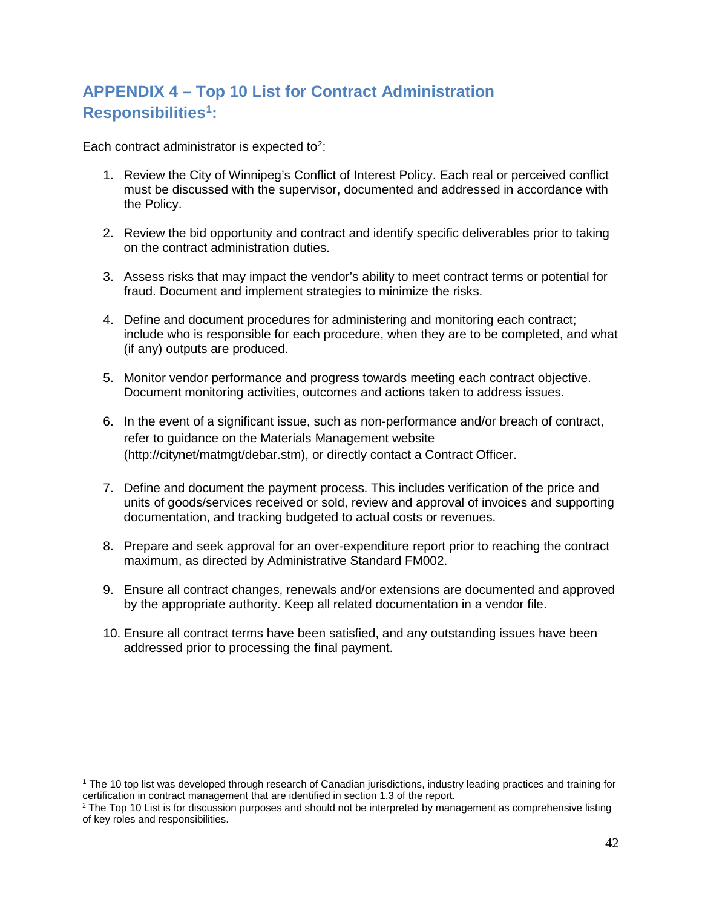## APPENDIX 4 – Top 10 List for Contract Administration Responsibilities[1]:

Each contract administrator is expected to[2]:

1. Review the City of Winnipeg's Conflict of Interest Policy. Each real or perceived conflict must be discussed with the supervisor, documented and addressed in accordance with the Policy.

2. Review the bid opportunity and contract and identify specific deliverables prior to taking on the contract administration duties.

3. Assess risks that may impact the vendor's ability to meet contract terms or potential for fraud. Document and implement strategies to minimize the risks.

4. Define and document procedures for administering and monitoring each contract; include who is responsible for each procedure, when they are to be completed, and what (if any) outputs are produced.

5. Monitor vendor performance and progress towards meeting each contract objective. Document monitoring activities, outcomes and actions taken to address issues.

6. In the event of a significant issue, such as non-performance and/or breach of contract, refer to guidance on the Materials Management website (http://citynet/matmgt/debar.stm), or directly contact a Contract Officer.

7. Define and document the payment process. This includes verification of the price and units of goods/services received or sold, review and approval of invoices and supporting documentation, and tracking budgeted to actual costs or revenues.

8. Prepare and seek approval for an over-expenditure report prior to reaching the contract maximum, as directed by Administrative Standard FM002.

9. Ensure all contract changes, renewals and/or extensions are documented and approved by the appropriate authority. Keep all related documentation in a vendor file.

10. Ensure all contract terms have been satisfied, and any outstanding issues have been addressed prior to processing the final payment.

---

[1] The 10 top list was developed through research of Canadian jurisdictions, industry leading practices and training for certification in contract management that are identified in section 1.3 of the report.

[2] The Top 10 List is for discussion purposes and should not be interpreted by management as comprehensive listing of key roles and responsibilities.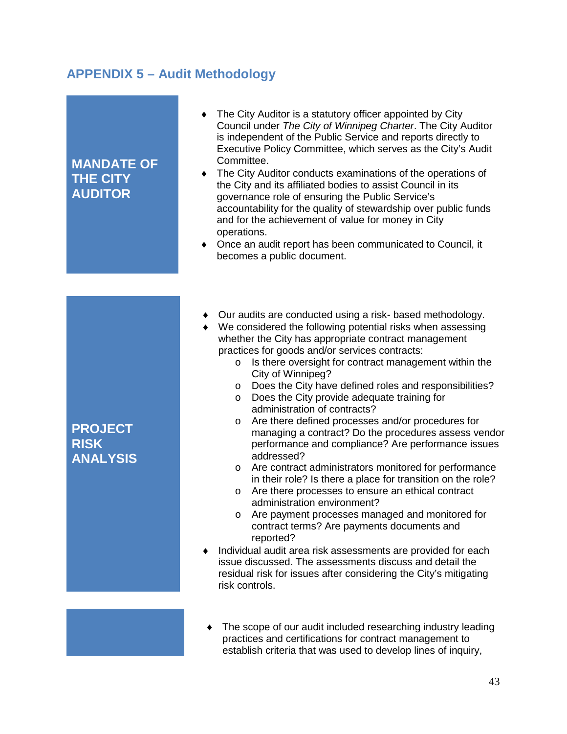## APPENDIX 5 – Audit Methodology

### MANDATE OF THE CITY AUDITOR

- The City Auditor is a statutory officer appointed by City Council under *The City of Winnipeg Charter*. The City Auditor is independent of the Public Service and reports directly to Executive Policy Committee, which serves as the City's Audit Committee.
- The City Auditor conducts examinations of the operations of the City and its affiliated bodies to assist Council in its governance role of ensuring the Public Service's accountability for the quality of stewardship over public funds and for the achievement of value for money in City operations.
- Once an audit report has been communicated to Council, it becomes a public document.

### PROJECT RISK ANALYSIS

- Our audits are conducted using a risk- based methodology.
- We considered the following potential risks when assessing whether the City has appropriate contract management practices for goods and/or services contracts:
  - Is there oversight for contract management within the City of Winnipeg?
  - Does the City have defined roles and responsibilities?
  - Does the City provide adequate training for administration of contracts?
  - Are there defined processes and/or procedures for managing a contract? Do the procedures assess vendor performance and compliance? Are performance issues addressed?
  - Are contract administrators monitored for performance in their role? Is there a place for transition on the role?
  - Are there processes to ensure an ethical contract administration environment?
  - Are payment processes managed and monitored for contract terms? Are payments documents and reported?
- Individual audit area risk assessments are provided for each issue discussed. The assessments discuss and detail the residual risk for issues after considering the City's mitigating risk controls.

- The scope of our audit included researching industry leading practices and certifications for contract management to establish criteria that was used to develop lines of inquiry,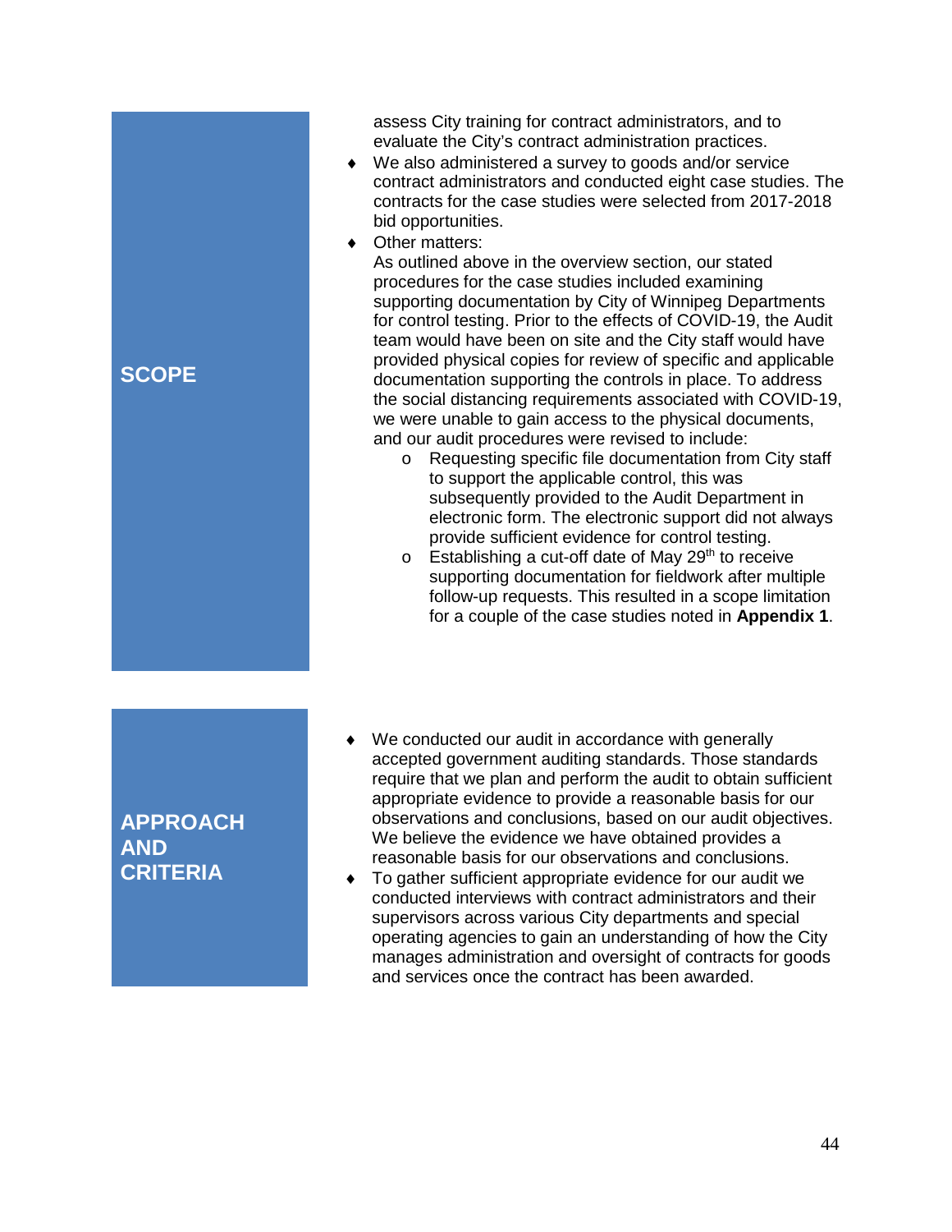## SCOPE

assess City training for contract administrators, and to evaluate the City's contract administration practices.

- We also administered a survey to goods and/or service contract administrators and conducted eight case studies. The contracts for the case studies were selected from 2017-2018 bid opportunities.
- Other matters:
  As outlined above in the overview section, our stated procedures for the case studies included examining supporting documentation by City of Winnipeg Departments for control testing. Prior to the effects of COVID-19, the Audit team would have been on site and the City staff would have provided physical copies for review of specific and applicable documentation supporting the controls in place. To address the social distancing requirements associated with COVID-19, we were unable to gain access to the physical documents, and our audit procedures were revised to include:
  - Requesting specific file documentation from City staff to support the applicable control, this was subsequently provided to the Audit Department in electronic form. The electronic support did not always provide sufficient evidence for control testing.
  - Establishing a cut-off date of May 29th to receive supporting documentation for fieldwork after multiple follow-up requests. This resulted in a scope limitation for a couple of the case studies noted in **Appendix 1**.

## APPROACH AND CRITERIA

- We conducted our audit in accordance with generally accepted government auditing standards. Those standards require that we plan and perform the audit to obtain sufficient appropriate evidence to provide a reasonable basis for our observations and conclusions, based on our audit objectives. We believe the evidence we have obtained provides a reasonable basis for our observations and conclusions.
- To gather sufficient appropriate evidence for our audit we conducted interviews with contract administrators and their supervisors across various City departments and special operating agencies to gain an understanding of how the City manages administration and oversight of contracts for goods and services once the contract has been awarded.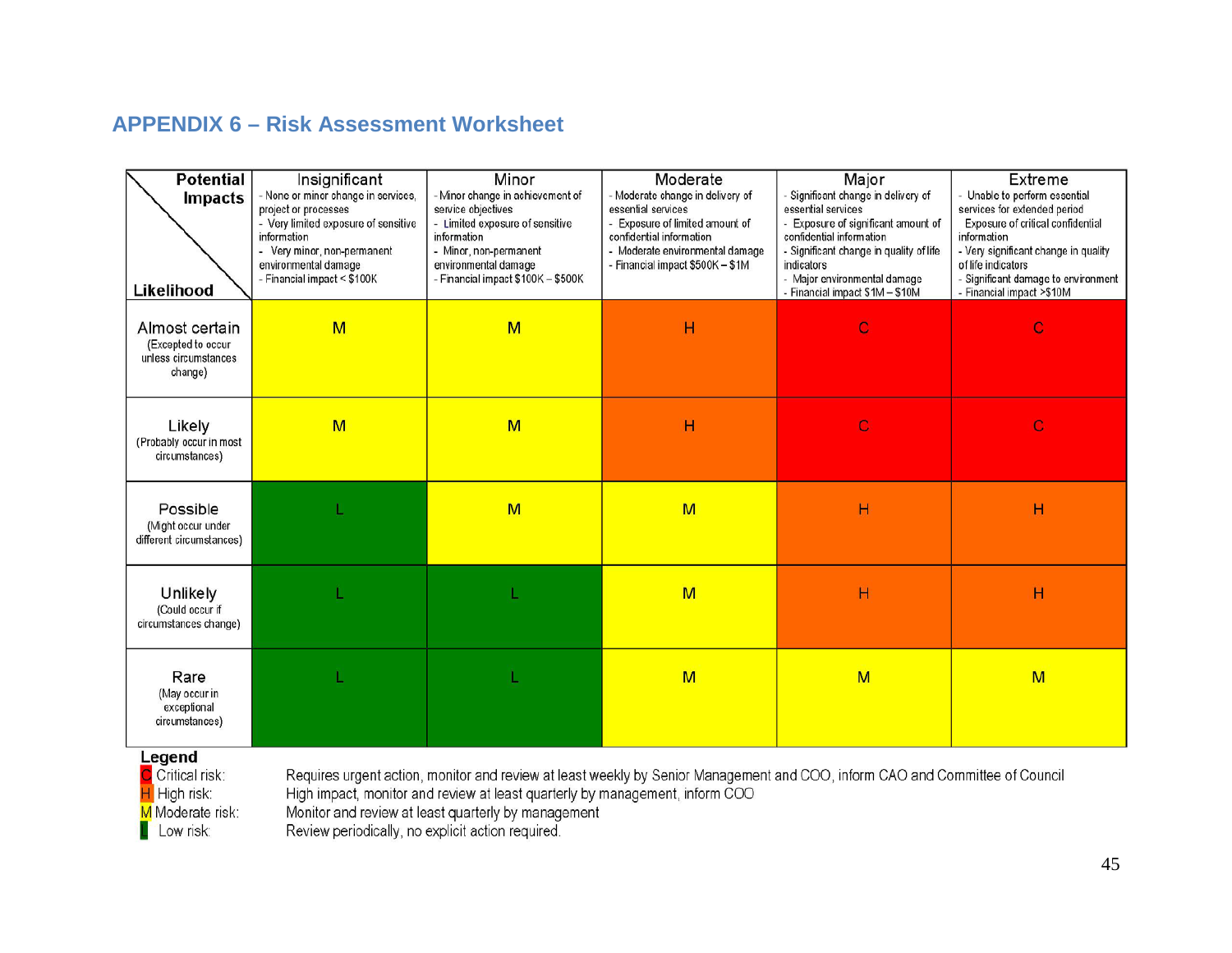## APPENDIX 6 – Risk Assessment Worksheet

| **Potential Impacts** / **Likelihood** | Insignificant<br>- None or minor change in services, project or processes<br>- Very limited exposure of sensitive information<br>- Very minor, non-permanent environmental damage<br>- Financial impact < $100K | Minor<br>- Minor change in achievement of service objectives<br>- Limited exposure of sensitive information<br>- Minor, non-permanent environmental damage<br>- Financial impact $100K – $500K | Moderate<br>- Moderate change in delivery of essential services<br>- Exposure of limited amount of confidential information<br>- Moderate environmental damage<br>- Financial impact $500K – $1M | Major<br>- Significant change in delivery of essential services<br>- Exposure of significant amount of confidential information<br>- Significant change in quality of life indicators<br>- Major environmental damage<br>- Financial impact $1M – $10M | Extreme<br>- Unable to perform essential services for extended period<br>Exposure of critical confidential information<br>- Very significant change in quality of life indicators<br>- Significant damage to environment<br>- Financial impact >$10M |
|---|---|---|---|---|---|
| Almost certain<br>(Excepted to occur unless circumstances change) | M | M | H | C | C |
| Likely<br>(Probably occur in most circumstances) | M | M | H | C | C |
| Possible<br>(Might occur under different circumstances) | L | M | M | H | H |
| Unlikely<br>(Could occur if circumstances change) | L | L | M | H | H |
| Rare<br>(May occur in exceptional circumstances) | L | L | M | M | M |

**Legend**

| | |
|---|---|
| C Critical risk: | Requires urgent action, monitor and review at least weekly by Senior Management and COO, inform CAO and Committee of Council |
| H High risk: | High impact, monitor and review at least quarterly by management, inform COO |
| M Moderate risk: | Monitor and review at least quarterly by management |
| L Low risk: | Review periodically, no explicit action required. |